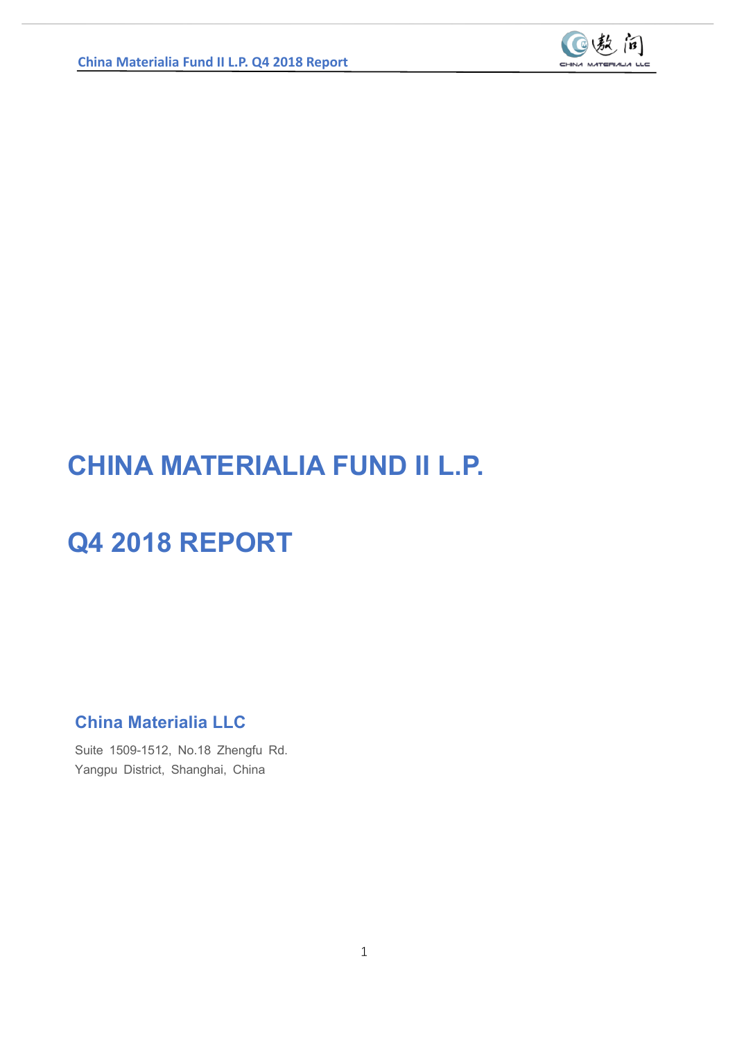# CHINA MATERIALIA FUND II L.P.

# Q4 2018 REPORT

### China Materialia LLC

Suite 1509-1512, No.18 Zhengfu Rd.
Yangpu District, Shanghai, China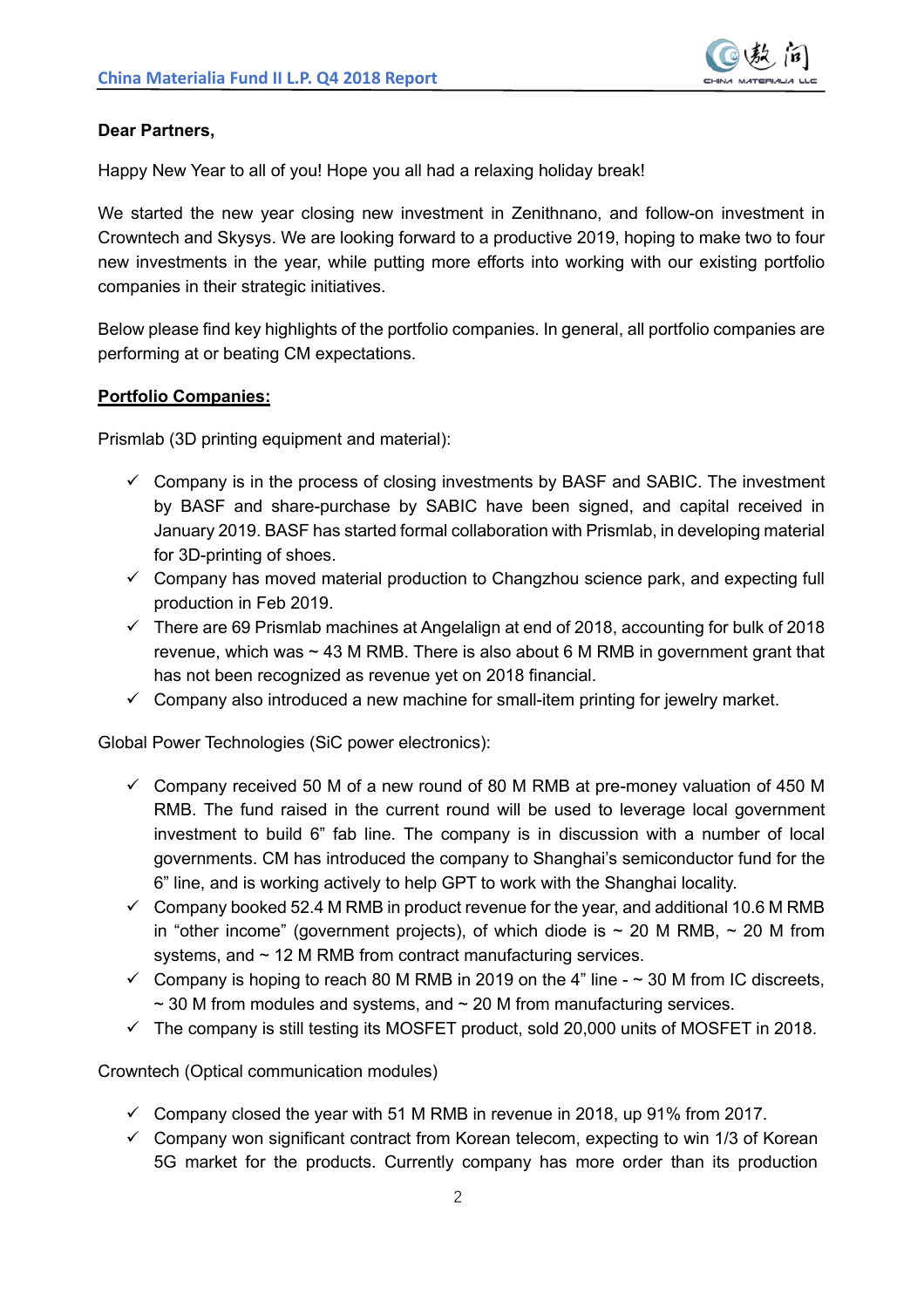**Dear Partners,**

Happy New Year to all of you! Hope you all had a relaxing holiday break!

We started the new year closing new investment in Zenithnano, and follow-on investment in Crowntech and Skysys. We are looking forward to a productive 2019, hoping to make two to four new investments in the year, while putting more efforts into working with our existing portfolio companies in their strategic initiatives.

Below please find key highlights of the portfolio companies. In general, all portfolio companies are performing at or beating CM expectations.

**Portfolio Companies:**

Prismlab (3D printing equipment and material):

- ✓ Company is in the process of closing investments by BASF and SABIC. The investment by BASF and share-purchase by SABIC have been signed, and capital received in January 2019. BASF has started formal collaboration with Prismlab, in developing material for 3D-printing of shoes.
- ✓ Company has moved material production to Changzhou science park, and expecting full production in Feb 2019.
- ✓ There are 69 Prismlab machines at Angelalign at end of 2018, accounting for bulk of 2018 revenue, which was ~ 43 M RMB. There is also about 6 M RMB in government grant that has not been recognized as revenue yet on 2018 financial.
- ✓ Company also introduced a new machine for small-item printing for jewelry market.

Global Power Technologies (SiC power electronics):

- ✓ Company received 50 M of a new round of 80 M RMB at pre-money valuation of 450 M RMB. The fund raised in the current round will be used to leverage local government investment to build 6” fab line. The company is in discussion with a number of local governments. CM has introduced the company to Shanghai’s semiconductor fund for the 6” line, and is working actively to help GPT to work with the Shanghai locality.
- ✓ Company booked 52.4 M RMB in product revenue for the year, and additional 10.6 M RMB in “other income” (government projects), of which diode is ~ 20 M RMB, ~ 20 M from systems, and ~ 12 M RMB from contract manufacturing services.
- ✓ Company is hoping to reach 80 M RMB in 2019 on the 4” line - ~ 30 M from IC discreets, ~ 30 M from modules and systems, and ~ 20 M from manufacturing services.
- ✓ The company is still testing its MOSFET product, sold 20,000 units of MOSFET in 2018.

Crowntech (Optical communication modules)

- ✓ Company closed the year with 51 M RMB in revenue in 2018, up 91% from 2017.
- ✓ Company won significant contract from Korean telecom, expecting to win 1/3 of Korean 5G market for the products. Currently company has more order than its production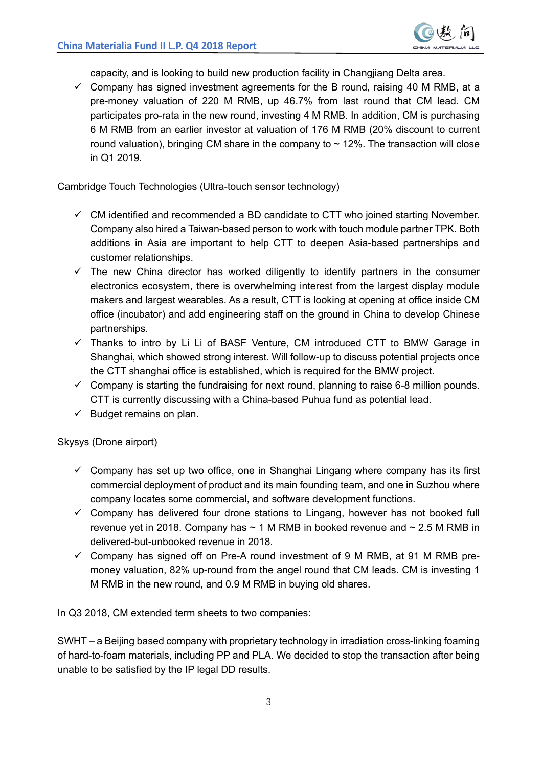capacity, and is looking to build new production facility in Changjiang Delta area.

- ✓ Company has signed investment agreements for the B round, raising 40 M RMB, at a pre-money valuation of 220 M RMB, up 46.7% from last round that CM lead. CM participates pro-rata in the new round, investing 4 M RMB. In addition, CM is purchasing 6 M RMB from an earlier investor at valuation of 176 M RMB (20% discount to current round valuation), bringing CM share in the company to ~ 12%. The transaction will close in Q1 2019.

Cambridge Touch Technologies (Ultra-touch sensor technology)

- ✓ CM identified and recommended a BD candidate to CTT who joined starting November. Company also hired a Taiwan-based person to work with touch module partner TPK. Both additions in Asia are important to help CTT to deepen Asia-based partnerships and customer relationships.
- ✓ The new China director has worked diligently to identify partners in the consumer electronics ecosystem, there is overwhelming interest from the largest display module makers and largest wearables. As a result, CTT is looking at opening at office inside CM office (incubator) and add engineering staff on the ground in China to develop Chinese partnerships.
- ✓ Thanks to intro by Li Li of BASF Venture, CM introduced CTT to BMW Garage in Shanghai, which showed strong interest. Will follow-up to discuss potential projects once the CTT shanghai office is established, which is required for the BMW project.
- ✓ Company is starting the fundraising for next round, planning to raise 6-8 million pounds. CTT is currently discussing with a China-based Puhua fund as potential lead.
- ✓ Budget remains on plan.

Skysys (Drone airport)

- ✓ Company has set up two office, one in Shanghai Lingang where company has its first commercial deployment of product and its main founding team, and one in Suzhou where company locates some commercial, and software development functions.
- ✓ Company has delivered four drone stations to Lingang, however has not booked full revenue yet in 2018. Company has ~ 1 M RMB in booked revenue and ~ 2.5 M RMB in delivered-but-unbooked revenue in 2018.
- ✓ Company has signed off on Pre-A round investment of 9 M RMB, at 91 M RMB pre-money valuation, 82% up-round from the angel round that CM leads. CM is investing 1 M RMB in the new round, and 0.9 M RMB in buying old shares.

In Q3 2018, CM extended term sheets to two companies:

SWHT – a Beijing based company with proprietary technology in irradiation cross-linking foaming of hard-to-foam materials, including PP and PLA. We decided to stop the transaction after being unable to be satisfied by the IP legal DD results.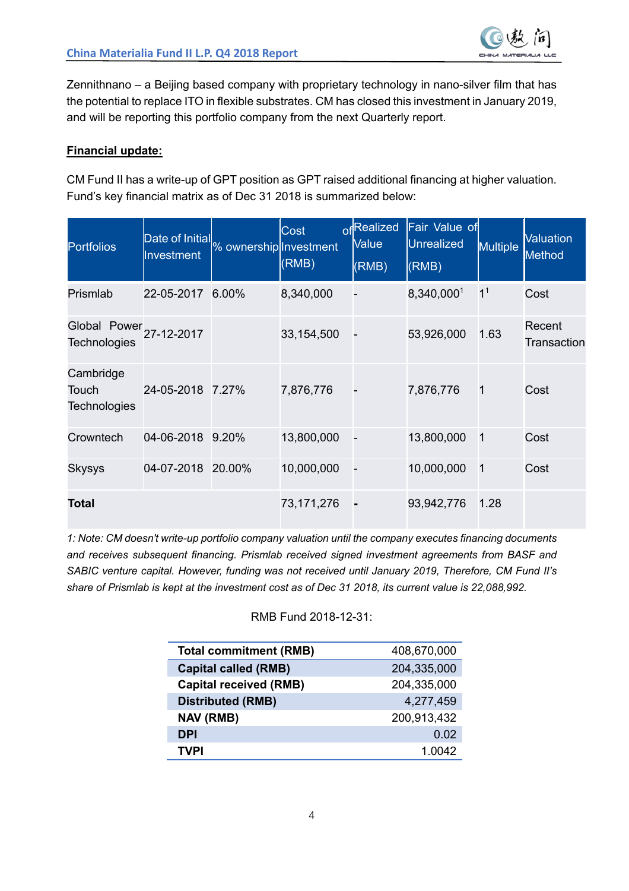Zennithnano – a Beijing based company with proprietary technology in nano-silver film that has the potential to replace ITO in flexible substrates. CM has closed this investment in January 2019, and will be reporting this portfolio company from the next Quarterly report.

**Financial update:**

CM Fund II has a write-up of GPT position as GPT raised additional financing at higher valuation. Fund's key financial matrix as of Dec 31 2018 is summarized below:

| Portfolios | Date of Initial Investment | % ownership | Cost of Investment (RMB) | Realized Value (RMB) | Fair Value of Unrealized (RMB) | Multiple | Valuation Method |
|---|---|---|---|---|---|---|---|
| Prismlab | 22-05-2017 | 6.00% | 8,340,000 | - | 8,340,000[1] | 1[1] | Cost |
| Global Power Technologies | 27-12-2017 | | 33,154,500 | - | 53,926,000 | 1.63 | Recent Transaction |
| Cambridge Touch Technologies | 24-05-2018 | 7.27% | 7,876,776 | - | 7,876,776 | 1 | Cost |
| Crowntech | 04-06-2018 | 9.20% | 13,800,000 | - | 13,800,000 | 1 | Cost |
| Skysys | 04-07-2018 | 20.00% | 10,000,000 | - | 10,000,000 | 1 | Cost |
| **Total** | | | 73,171,276 | **-** | 93,942,776 | 1.28 | |

*1: Note: CM doesn't write-up portfolio company valuation until the company executes financing documents and receives subsequent financing. Prismlab received signed investment agreements from BASF and SABIC venture capital. However, funding was not received until January 2019, Therefore, CM Fund II's share of Prismlab is kept at the investment cost as of Dec 31 2018, its current value is 22,088,992.*

RMB Fund 2018-12-31:

| | |
|---|---|
| **Total commitment (RMB)** | 408,670,000 |
| **Capital called (RMB)** | 204,335,000 |
| **Capital received (RMB)** | 204,335,000 |
| **Distributed (RMB)** | 4,277,459 |
| **NAV (RMB)** | 200,913,432 |
| **DPI** | 0.02 |
| **TVPI** | 1.0042 |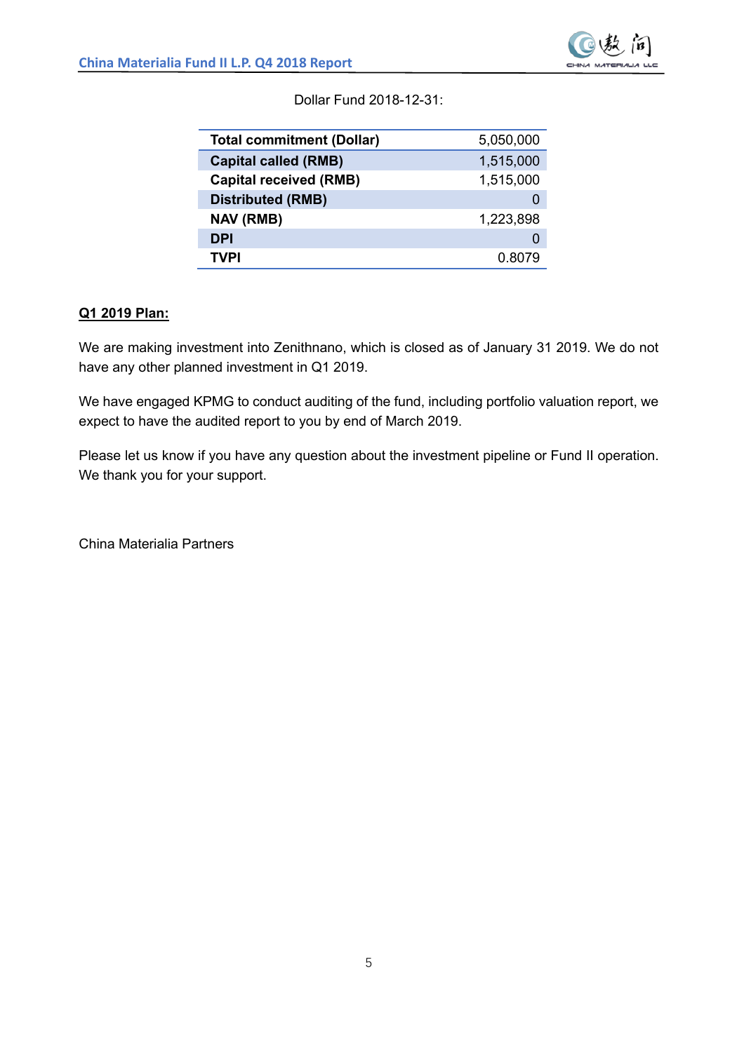Dollar Fund 2018-12-31:

| **Total commitment (Dollar)** | 5,050,000 |
|---|---|
| **Capital called (RMB)** | 1,515,000 |
| **Capital received (RMB)** | 1,515,000 |
| **Distributed (RMB)** | 0 |
| **NAV (RMB)** | 1,223,898 |
| **DPI** | 0 |
| **TVPI** | 0.8079 |

**Q1 2019 Plan:**

We are making investment into Zenithnano, which is closed as of January 31 2019. We do not have any other planned investment in Q1 2019.

We have engaged KPMG to conduct auditing of the fund, including portfolio valuation report, we expect to have the audited report to you by end of March 2019.

Please let us know if you have any question about the investment pipeline or Fund II operation. We thank you for your support.

China Materialia Partners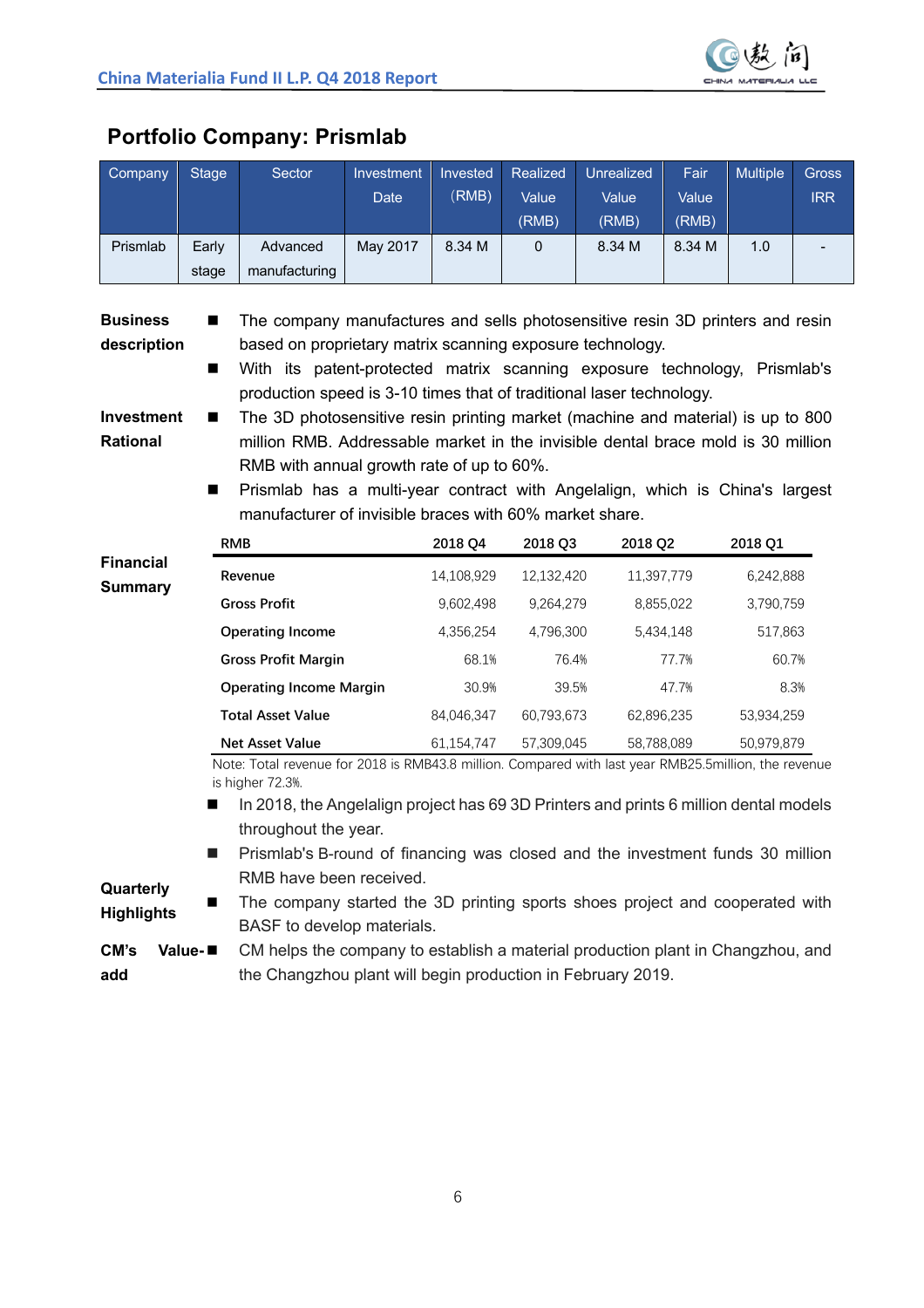## Portfolio Company: Prismlab

| Company | Stage | Sector | Investment Date | Invested (RMB) | Realized Value (RMB) | Unrealized Value (RMB) | Fair Value (RMB) | Multiple | Gross IRR |
|---|---|---|---|---|---|---|---|---|---|
| Prismlab | Early stage | Advanced manufacturing | May 2017 | 8.34 M | 0 | 8.34 M | 8.34 M | 1.0 | - |

**Business description**

- The company manufactures and sells photosensitive resin 3D printers and resin based on proprietary matrix scanning exposure technology.
- With its patent-protected matrix scanning exposure technology, Prismlab's production speed is 3-10 times that of traditional laser technology.

**Investment Rational**

- The 3D photosensitive resin printing market (machine and material) is up to 800 million RMB. Addressable market in the invisible dental brace mold is 30 million RMB with annual growth rate of up to 60%.
- Prismlab has a multi-year contract with Angelalign, which is China's largest manufacturer of invisible braces with 60% market share.

**Financial Summary**

| RMB | 2018 Q4 | 2018 Q3 | 2018 Q2 | 2018 Q1 |
|---|---|---|---|---|
| Revenue | 14,108,929 | 12,132,420 | 11,397,779 | 6,242,888 |
| Gross Profit | 9,602,498 | 9,264,279 | 8,855,022 | 3,790,759 |
| Operating Income | 4,356,254 | 4,796,300 | 5,434,148 | 517,863 |
| Gross Profit Margin | 68.1% | 76.4% | 77.7% | 60.7% |
| Operating Income Margin | 30.9% | 39.5% | 47.7% | 8.3% |
| Total Asset Value | 84,046,347 | 60,793,673 | 62,896,235 | 53,934,259 |
| Net Asset Value | 61,154,747 | 57,309,045 | 58,788,089 | 50,979,879 |

Note: Total revenue for 2018 is RMB43.8 million. Compared with last year RMB25.5million, the revenue is higher 72.3%.

**Quarterly Highlights**

- In 2018, the Angelalign project has 69 3D Printers and prints 6 million dental models throughout the year.
- Prismlab's B-round of financing was closed and the investment funds 30 million RMB have been received.
- The company started the 3D printing sports shoes project and cooperated with BASF to develop materials.

**CM's Value-add**

- CM helps the company to establish a material production plant in Changzhou, and the Changzhou plant will begin production in February 2019.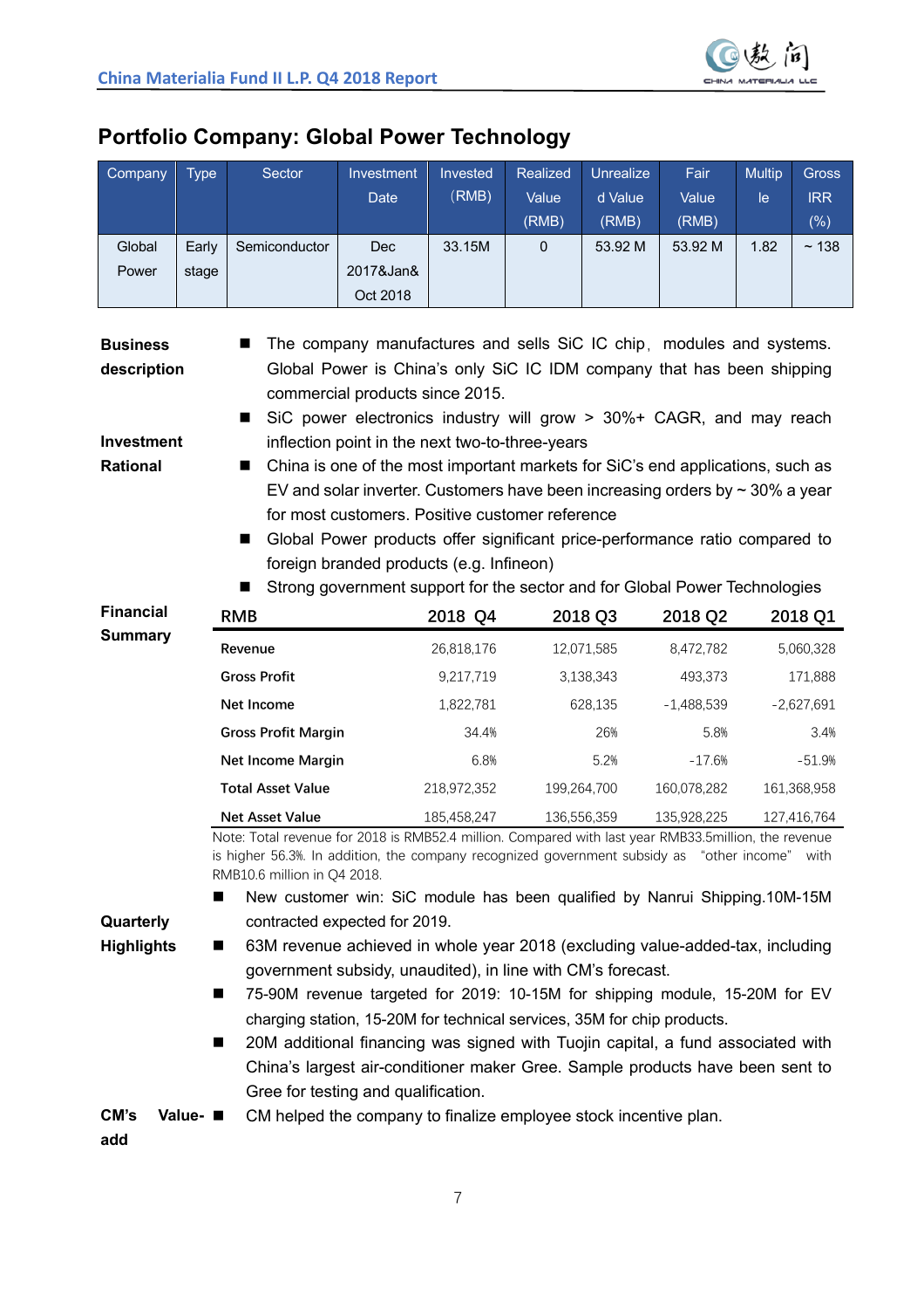## Portfolio Company: Global Power Technology

| Company | Type | Sector | Investment Date | Invested (RMB) | Realized Value (RMB) | Unrealized Value (RMB) | Fair Value (RMB) | Multiple | Gross IRR (%) |
|---|---|---|---|---|---|---|---|---|---|
| Global Power | Early stage | Semiconductor | Dec 2017&Jan& Oct 2018 | 33.15M | 0 | 53.92 M | 53.92 M | 1.82 | ~ 138 |

**Business description**

- The company manufactures and sells SiC IC chip, modules and systems. Global Power is China's only SiC IC IDM company that has been shipping commercial products since 2015.

**Investment Rational**

- SiC power electronics industry will grow > 30%+ CAGR, and may reach inflection point in the next two-to-three-years
- China is one of the most important markets for SiC's end applications, such as EV and solar inverter. Customers have been increasing orders by ~ 30% a year for most customers. Positive customer reference
- Global Power products offer significant price-performance ratio compared to foreign branded products (e.g. Infineon)
- Strong government support for the sector and for Global Power Technologies

**Financial Summary**

| RMB | 2018 Q4 | 2018 Q3 | 2018 Q2 | 2018 Q1 |
|---|---|---|---|---|
| Revenue | 26,818,176 | 12,071,585 | 8,472,782 | 5,060,328 |
| Gross Profit | 9,217,719 | 3,138,343 | 493,373 | 171,888 |
| Net Income | 1,822,781 | 628,135 | -1,488,539 | -2,627,691 |
| Gross Profit Margin | 34.4% | 26% | 5.8% | 3.4% |
| Net Income Margin | 6.8% | 5.2% | -17.6% | -51.9% |
| Total Asset Value | 218,972,352 | 199,264,700 | 160,078,282 | 161,368,958 |
| Net Asset Value | 185,458,247 | 136,556,359 | 135,928,225 | 127,416,764 |

Note: Total revenue for 2018 is RMB52.4 million. Compared with last year RMB33.5million, the revenue is higher 56.3%. In addition, the company recognized government subsidy as "other income" with RMB10.6 million in Q4 2018.

**Quarterly Highlights**

- New customer win: SiC module has been qualified by Nanrui Shipping.10M-15M contracted expected for 2019.
- 63M revenue achieved in whole year 2018 (excluding value-added-tax, including government subsidy, unaudited), in line with CM's forecast.
- 75-90M revenue targeted for 2019: 10-15M for shipping module, 15-20M for EV charging station, 15-20M for technical services, 35M for chip products.
- 20M additional financing was signed with Tuojin capital, a fund associated with China's largest air-conditioner maker Gree. Sample products have been sent to Gree for testing and qualification.

**CM's Value-add**

- CM helped the company to finalize employee stock incentive plan.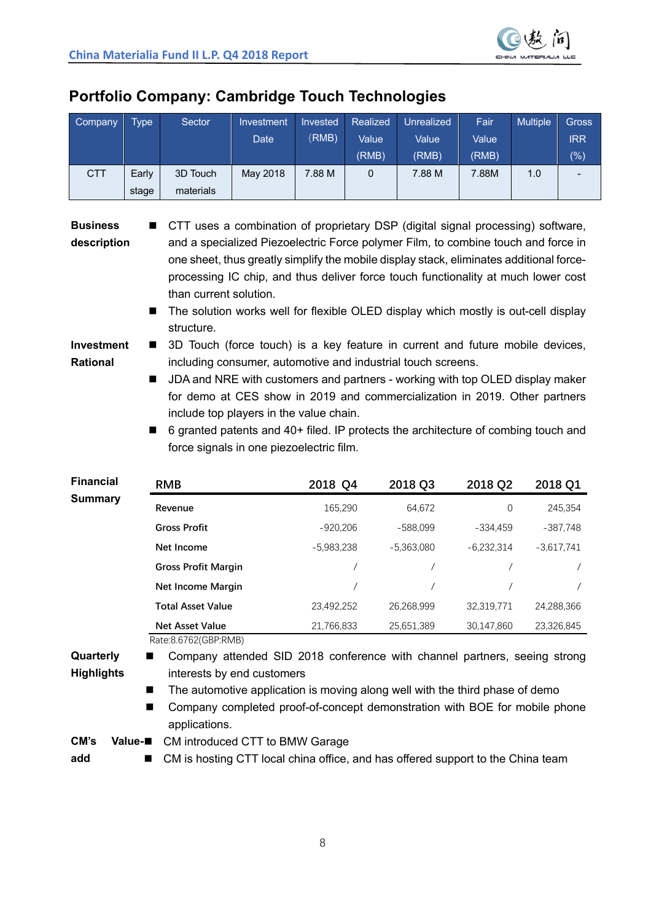## Portfolio Company: Cambridge Touch Technologies

| Company | Type | Sector | Investment Date | Invested (RMB) | Realized Value (RMB) | Unrealized Value (RMB) | Fair Value (RMB) | Multiple | Gross IRR (%) |
|---|---|---|---|---|---|---|---|---|---|
| CTT | Early stage | 3D Touch materials | May 2018 | 7.88 M | 0 | 7.88 M | 7.88M | 1.0 | - |

**Business description**

- CTT uses a combination of proprietary DSP (digital signal processing) software, and a specialized Piezoelectric Force polymer Film, to combine touch and force in one sheet, thus greatly simplify the mobile display stack, eliminates additional force-processing IC chip, and thus deliver force touch functionality at much lower cost than current solution.
- The solution works well for flexible OLED display which mostly is out-cell display structure.

**Investment Rational**

- 3D Touch (force touch) is a key feature in current and future mobile devices, including consumer, automotive and industrial touch screens.
- JDA and NRE with customers and partners - working with top OLED display maker for demo at CES show in 2019 and commercialization in 2019. Other partners include top players in the value chain.
- 6 granted patents and 40+ filed. IP protects the architecture of combing touch and force signals in one piezoelectric film.

**Financial Summary**

| RMB | 2018 Q4 | 2018 Q3 | 2018 Q2 | 2018 Q1 |
|---|---|---|---|---|
| Revenue | 165,290 | 64,672 | 0 | 245,354 |
| Gross Profit | -920,206 | -588,099 | -334,459 | -387,748 |
| Net Income | -5,983,238 | -5,363,080 | -6,232,314 | -3,617,741 |
| Gross Profit Margin | / | / | / | / |
| Net Income Margin | / | / | / | / |
| Total Asset Value | 23,492,252 | 26,268,999 | 32,319,771 | 24,288,366 |
| Net Asset Value | 21,766,833 | 25,651,389 | 30,147,860 | 23,326,845 |

Rate:8.6762(GBP:RMB)

**Quarterly Highlights**

- Company attended SID 2018 conference with channel partners, seeing strong interests by end customers
- The automotive application is moving along well with the third phase of demo
- Company completed proof-of-concept demonstration with BOE for mobile phone applications.

**CM's Value-add**

- CM introduced CTT to BMW Garage
- CM is hosting CTT local china office, and has offered support to the China team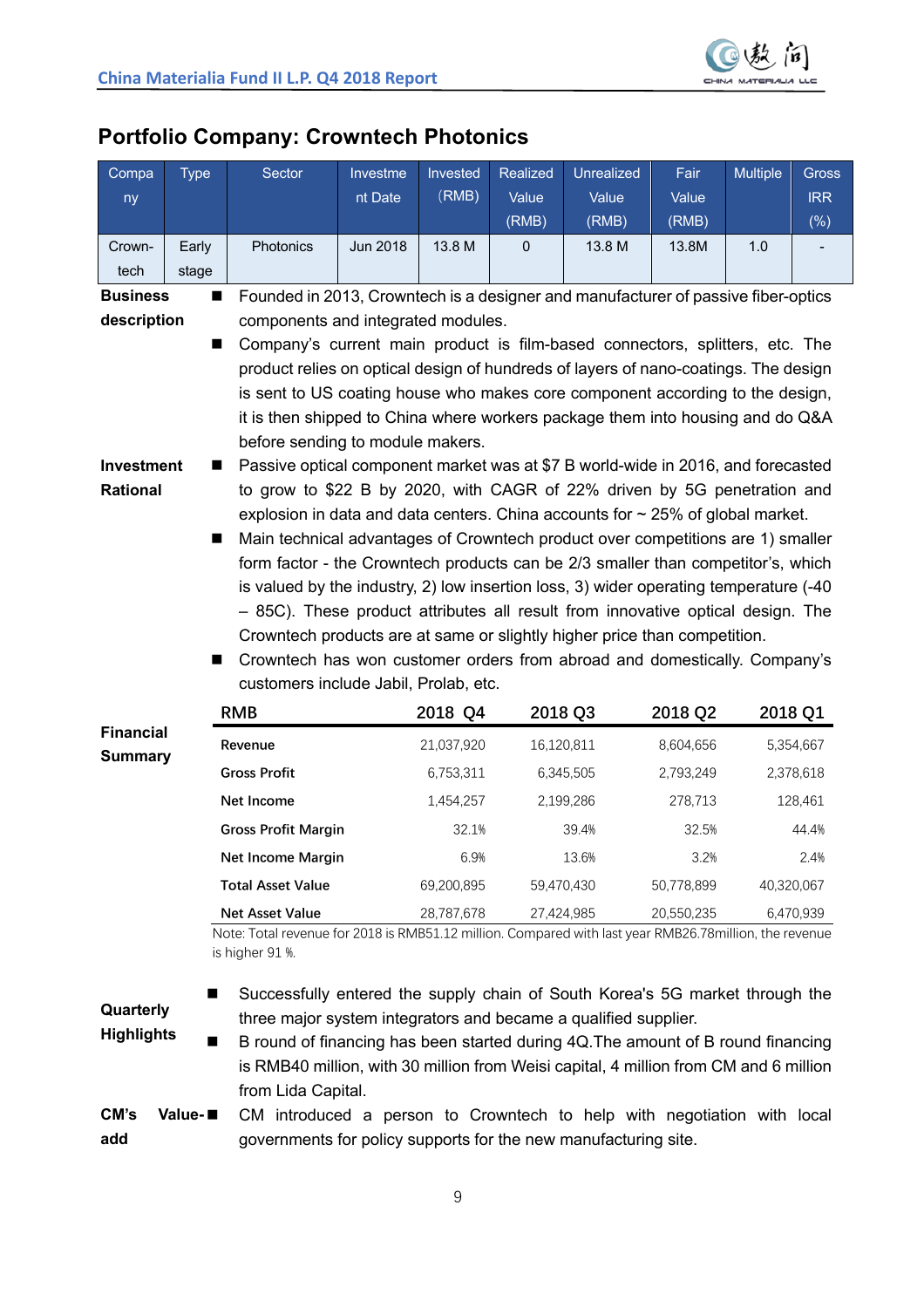## Portfolio Company: Crowntech Photonics

| Company | Type | Sector | Investment Date | Invested (RMB) | Realized Value (RMB) | Unrealized Value (RMB) | Fair Value (RMB) | Multiple | Gross IRR (%) |
|---|---|---|---|---|---|---|---|---|---|
| Crown-tech | Early stage | Photonics | Jun 2018 | 13.8 M | 0 | 13.8 M | 13.8M | 1.0 | - |

**Business description**

- Founded in 2013, Crowntech is a designer and manufacturer of passive fiber-optics components and integrated modules.
- Company's current main product is film-based connectors, splitters, etc. The product relies on optical design of hundreds of layers of nano-coatings. The design is sent to US coating house who makes core component according to the design, it is then shipped to China where workers package them into housing and do Q&A before sending to module makers.

**Investment Rational**

- Passive optical component market was at $7 B world-wide in 2016, and forecasted to grow to $22 B by 2020, with CAGR of 22% driven by 5G penetration and explosion in data and data centers. China accounts for ~ 25% of global market.
- Main technical advantages of Crowntech product over competitions are 1) smaller form factor - the Crowntech products can be 2/3 smaller than competitor's, which is valued by the industry, 2) low insertion loss, 3) wider operating temperature (-40 – 85C). These product attributes all result from innovative optical design. The Crowntech products are at same or slightly higher price than competition.
- Crowntech has won customer orders from abroad and domestically. Company's customers include Jabil, Prolab, etc.

**Financial Summary**

| RMB | 2018 Q4 | 2018 Q3 | 2018 Q2 | 2018 Q1 |
|---|---|---|---|---|
| Revenue | 21,037,920 | 16,120,811 | 8,604,656 | 5,354,667 |
| Gross Profit | 6,753,311 | 6,345,505 | 2,793,249 | 2,378,618 |
| Net Income | 1,454,257 | 2,199,286 | 278,713 | 128,461 |
| Gross Profit Margin | 32.1% | 39.4% | 32.5% | 44.4% |
| Net Income Margin | 6.9% | 13.6% | 3.2% | 2.4% |
| Total Asset Value | 69,200,895 | 59,470,430 | 50,778,899 | 40,320,067 |
| Net Asset Value | 28,787,678 | 27,424,985 | 20,550,235 | 6,470,939 |

Note: Total revenue for 2018 is RMB51.12 million. Compared with last year RMB26.78million, the revenue is higher 91 %.

**Quarterly Highlights**

- Successfully entered the supply chain of South Korea's 5G market through the three major system integrators and became a qualified supplier.
- B round of financing has been started during 4Q.The amount of B round financing is RMB40 million, with 30 million from Weisi capital, 4 million from CM and 6 million from Lida Capital.

**CM's Value-add**

- CM introduced a person to Crowntech to help with negotiation with local governments for policy supports for the new manufacturing site.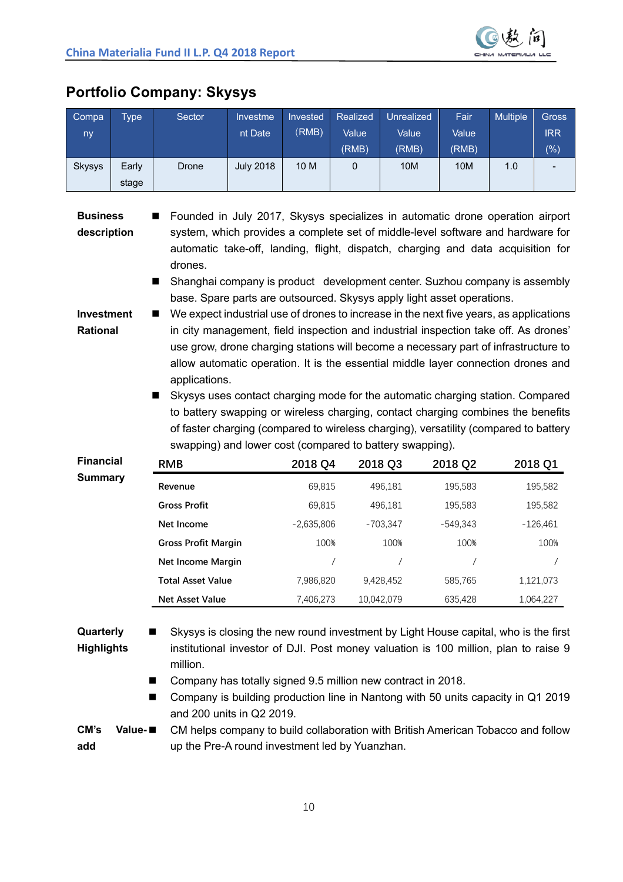## Portfolio Company: Skysys

| Company | Type | Sector | Investment Date | Invested (RMB) | Realized Value (RMB) | Unrealized Value (RMB) | Fair Value (RMB) | Multiple | Gross IRR (%) |
|---|---|---|---|---|---|---|---|---|---|
| Skysys | Early stage | Drone | July 2018 | 10 M | 0 | 10M | 10M | 1.0 | - |

**Business description**

- Founded in July 2017, Skysys specializes in automatic drone operation airport system, which provides a complete set of middle-level software and hardware for automatic take-off, landing, flight, dispatch, charging and data acquisition for drones.
- Shanghai company is product development center. Suzhou company is assembly base. Spare parts are outsourced. Skysys apply light asset operations.

**Investment Rational**

- We expect industrial use of drones to increase in the next five years, as applications in city management, field inspection and industrial inspection take off. As drones' use grow, drone charging stations will become a necessary part of infrastructure to allow automatic operation. It is the essential middle layer connection drones and applications.
- Skysys uses contact charging mode for the automatic charging station. Compared to battery swapping or wireless charging, contact charging combines the benefits of faster charging (compared to wireless charging), versatility (compared to battery swapping) and lower cost (compared to battery swapping).

**Financial Summary**

| RMB | 2018 Q4 | 2018 Q3 | 2018 Q2 | 2018 Q1 |
|---|---|---|---|---|
| Revenue | 69,815 | 496,181 | 195,583 | 195,582 |
| Gross Profit | 69,815 | 496,181 | 195,583 | 195,582 |
| Net Income | -2,635,806 | -703,347 | -549,343 | -126,461 |
| Gross Profit Margin | 100% | 100% | 100% | 100% |
| Net Income Margin | / | / | / | / |
| Total Asset Value | 7,986,820 | 9,428,452 | 585,765 | 1,121,073 |
| Net Asset Value | 7,406,273 | 10,042,079 | 635,428 | 1,064,227 |

**Quarterly Highlights**

- Skysys is closing the new round investment by Light House capital, who is the first institutional investor of DJI. Post money valuation is 100 million, plan to raise 9 million.
- Company has totally signed 9.5 million new contract in 2018.
- Company is building production line in Nantong with 50 units capacity in Q1 2019 and 200 units in Q2 2019.

**CM's Value-add**

- CM helps company to build collaboration with British American Tobacco and follow up the Pre-A round investment led by Yuanzhan.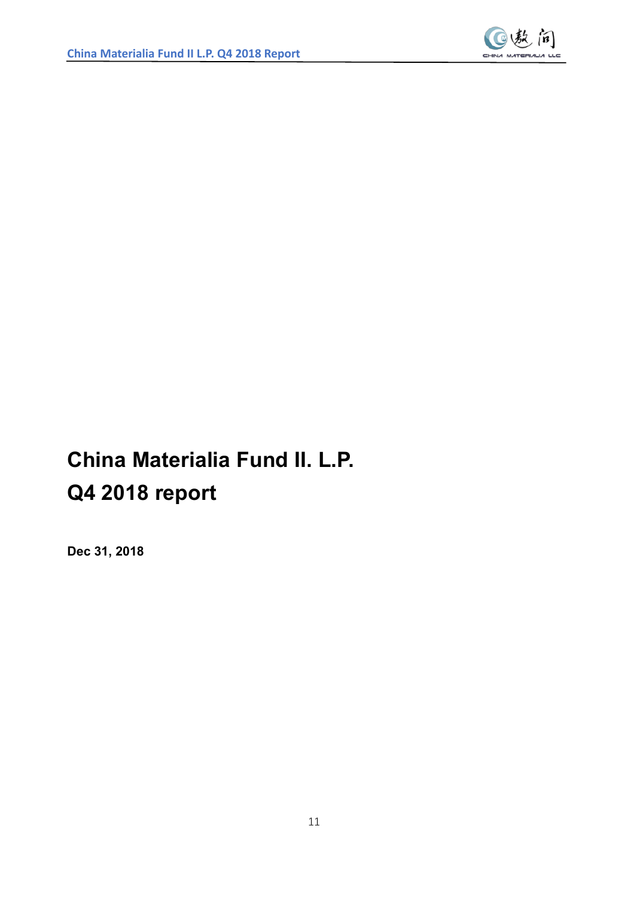# China Materialia Fund II. L.P.
# Q4 2018 report

**Dec 31, 2018**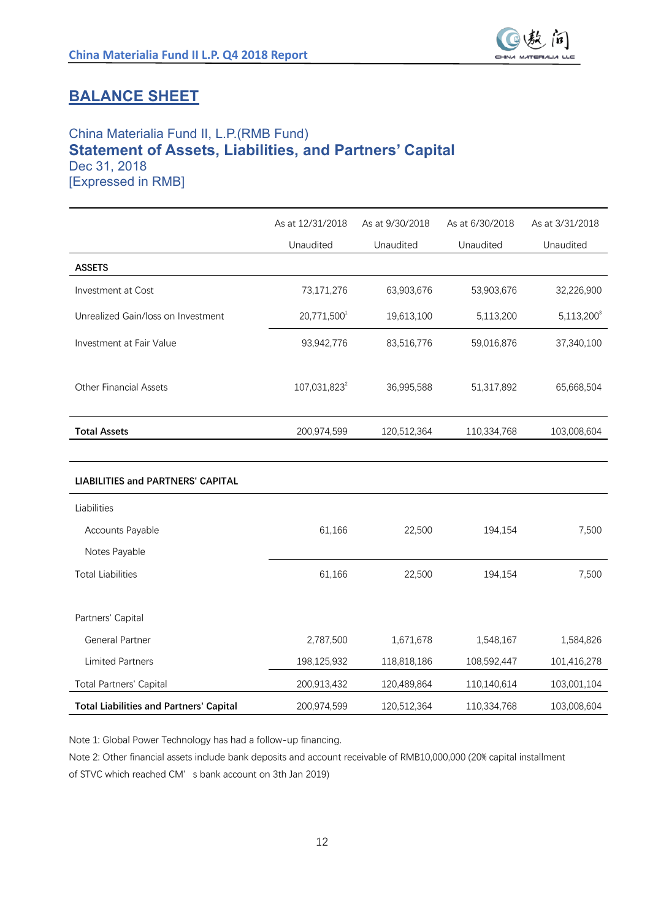# BALANCE SHEET

China Materialia Fund II, L.P.(RMB Fund)

**Statement of Assets, Liabilities, and Partners' Capital**

Dec 31, 2018

[Expressed in RMB]

| | As at 12/31/2018 | As at 9/30/2018 | As at 6/30/2018 | As at 3/31/2018 |
|---|---|---|---|---|
| | Unaudited | Unaudited | Unaudited | Unaudited |
| **ASSETS** | | | | |
| Investment at Cost | 73,171,276 | 63,903,676 | 53,903,676 | 32,226,900 |
| Unrealized Gain/loss on Investment | 20,771,500[1] | 19,613,100 | 5,113,200 | 5,113,200[3] |
| Investment at Fair Value | 93,942,776 | 83,516,776 | 59,016,876 | 37,340,100 |
| Other Financial Assets | 107,031,823[2] | 36,995,588 | 51,317,892 | 65,668,504 |
| **Total Assets** | 200,974,599 | 120,512,364 | 110,334,768 | 103,008,604 |
| **LIABILITIES and PARTNERS' CAPITAL** | | | | |
| Liabilities | | | | |
| Accounts Payable | 61,166 | 22,500 | 194,154 | 7,500 |
| Notes Payable | | | | |
| Total Liabilities | 61,166 | 22,500 | 194,154 | 7,500 |
| Partners' Capital | | | | |
| General Partner | 2,787,500 | 1,671,678 | 1,548,167 | 1,584,826 |
| Limited Partners | 198,125,932 | 118,818,186 | 108,592,447 | 101,416,278 |
| Total Partners' Capital | 200,913,432 | 120,489,864 | 110,140,614 | 103,001,104 |
| **Total Liabilities and Partners' Capital** | 200,974,599 | 120,512,364 | 110,334,768 | 103,008,604 |

Note 1: Global Power Technology has had a follow-up financing.

Note 2: Other financial assets include bank deposits and account receivable of RMB10,000,000 (20% capital installment of STVC which reached CM' s bank account on 3th Jan 2019)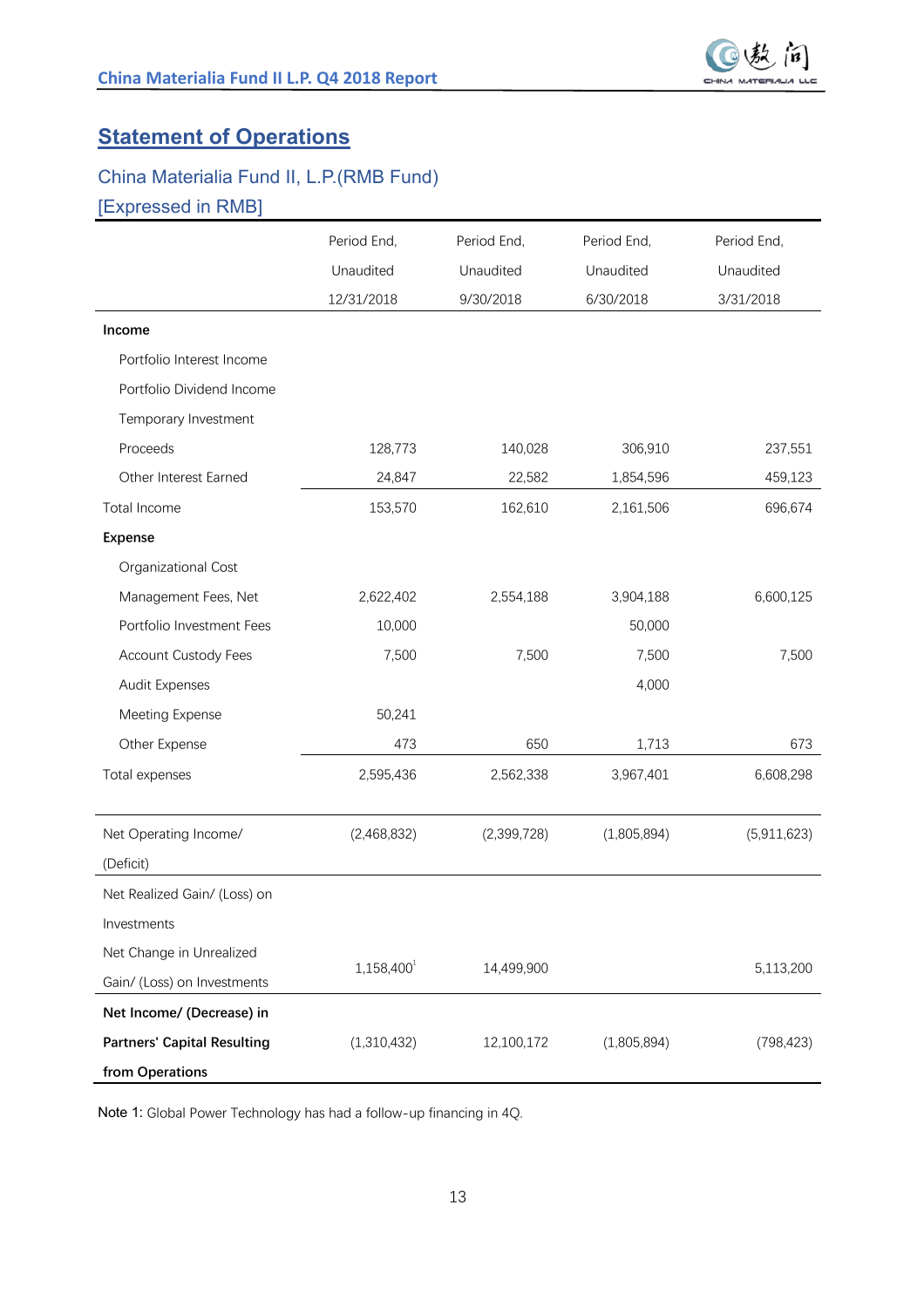## Statement of Operations

### China Materialia Fund II, L.P.(RMB Fund)

### [Expressed in RMB]

| | Period End, Unaudited 12/31/2018 | Period End, Unaudited 9/30/2018 | Period End, Unaudited 6/30/2018 | Period End, Unaudited 3/31/2018 |
|---|---|---|---|---|
| **Income** | | | | |
| Portfolio Interest Income | | | | |
| Portfolio Dividend Income | | | | |
| Temporary Investment | | | | |
| Proceeds | 128,773 | 140,028 | 306,910 | 237,551 |
| Other Interest Earned | 24,847 | 22,582 | 1,854,596 | 459,123 |
| Total Income | 153,570 | 162,610 | 2,161,506 | 696,674 |
| **Expense** | | | | |
| Organizational Cost | | | | |
| Management Fees, Net | 2,622,402 | 2,554,188 | 3,904,188 | 6,600,125 |
| Portfolio Investment Fees | 10,000 | | 50,000 | |
| Account Custody Fees | 7,500 | 7,500 | 7,500 | 7,500 |
| Audit Expenses | | | 4,000 | |
| Meeting Expense | 50,241 | | | |
| Other Expense | 473 | 650 | 1,713 | 673 |
| Total expenses | 2,595,436 | 2,562,338 | 3,967,401 | 6,608,298 |
| Net Operating Income/ (Deficit) | (2,468,832) | (2,399,728) | (1,805,894) | (5,911,623) |
| Net Realized Gain/ (Loss) on Investments | | | | |
| Net Change in Unrealized Gain/ (Loss) on Investments | 1,158,400[1] | 14,499,900 | | 5,113,200 |
| **Net Income/ (Decrease) in Partners' Capital Resulting from Operations** | (1,310,432) | 12,100,172 | (1,805,894) | (798,423) |

Note 1: Global Power Technology has had a follow-up financing in 4Q.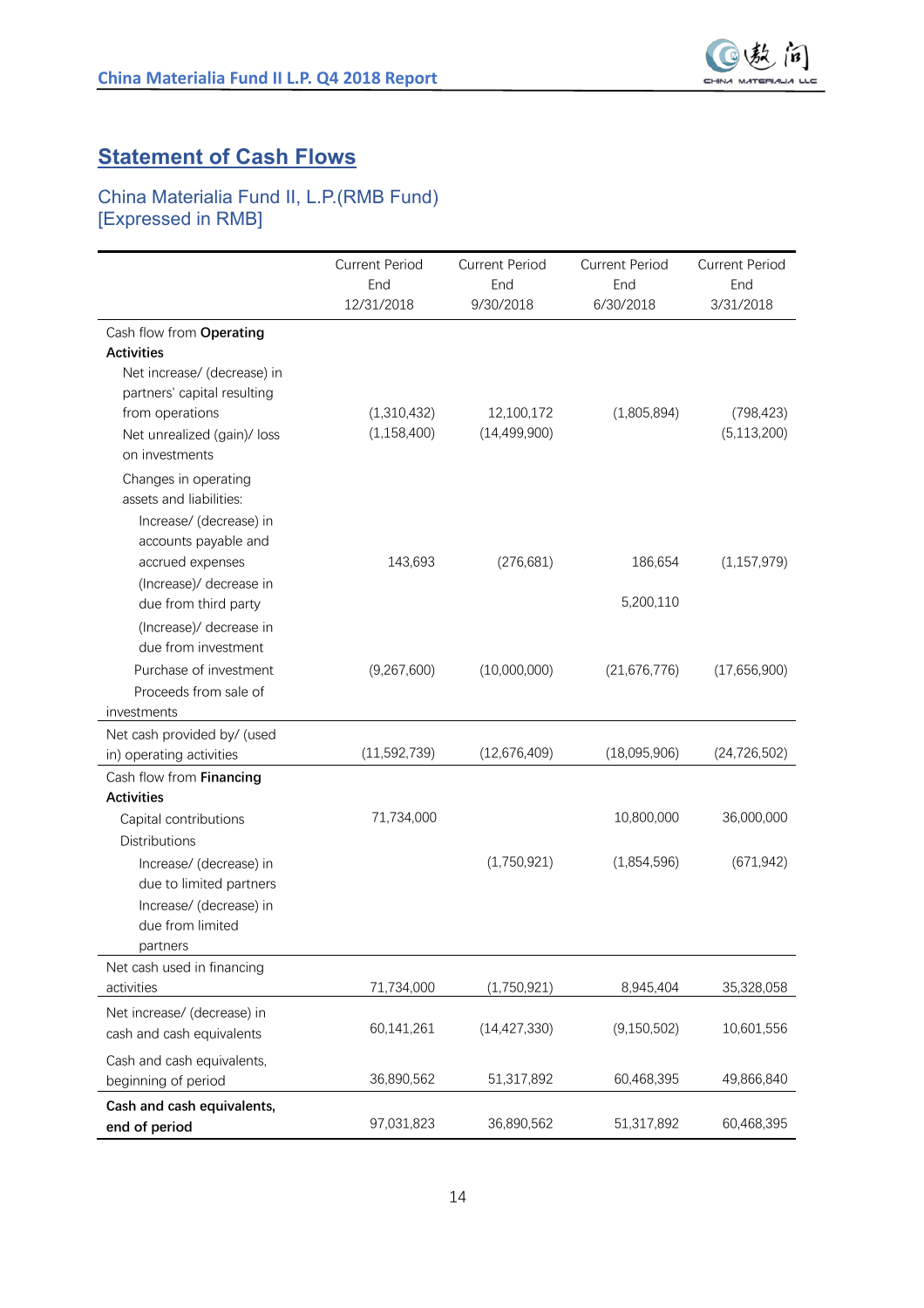## Statement of Cash Flows

China Materialia Fund II, L.P.(RMB Fund)
[Expressed in RMB]

| | Current Period End 12/31/2018 | Current Period End 9/30/2018 | Current Period End 6/30/2018 | Current Period End 3/31/2018 |
|---|---|---|---|---|
| Cash flow from **Operating Activities** | | | | |
| Net increase/ (decrease) in partners' capital resulting from operations | (1,310,432) | 12,100,172 | (1,805,894) | (798,423) |
| Net unrealized (gain)/ loss on investments | (1,158,400) | (14,499,900) | | (5,113,200) |
| Changes in operating assets and liabilities: | | | | |
| Increase/ (decrease) in accounts payable and accrued expenses | 143,693 | (276,681) | 186,654 | (1,157,979) |
| (Increase)/ decrease in due from third party | | | 5,200,110 | |
| (Increase)/ decrease in due from investment | | | | |
| Purchase of investment | (9,267,600) | (10,000,000) | (21,676,776) | (17,656,900) |
| Proceeds from sale of investments | | | | |
| Net cash provided by/ (used in) operating activities | (11,592,739) | (12,676,409) | (18,095,906) | (24,726,502) |
| Cash flow from **Financing Activities** | | | | |
| Capital contributions | 71,734,000 | | 10,800,000 | 36,000,000 |
| Distributions | | | | |
| Increase/ (decrease) in due to limited partners | | (1,750,921) | (1,854,596) | (671,942) |
| Increase/ (decrease) in due from limited partners | | | | |
| Net cash used in financing activities | 71,734,000 | (1,750,921) | 8,945,404 | 35,328,058 |
| Net increase/ (decrease) in cash and cash equivalents | 60,141,261 | (14,427,330) | (9,150,502) | 10,601,556 |
| Cash and cash equivalents, beginning of period | 36,890,562 | 51,317,892 | 60,468,395 | 49,866,840 |
| **Cash and cash equivalents, end of period** | 97,031,823 | 36,890,562 | 51,317,892 | 60,468,395 |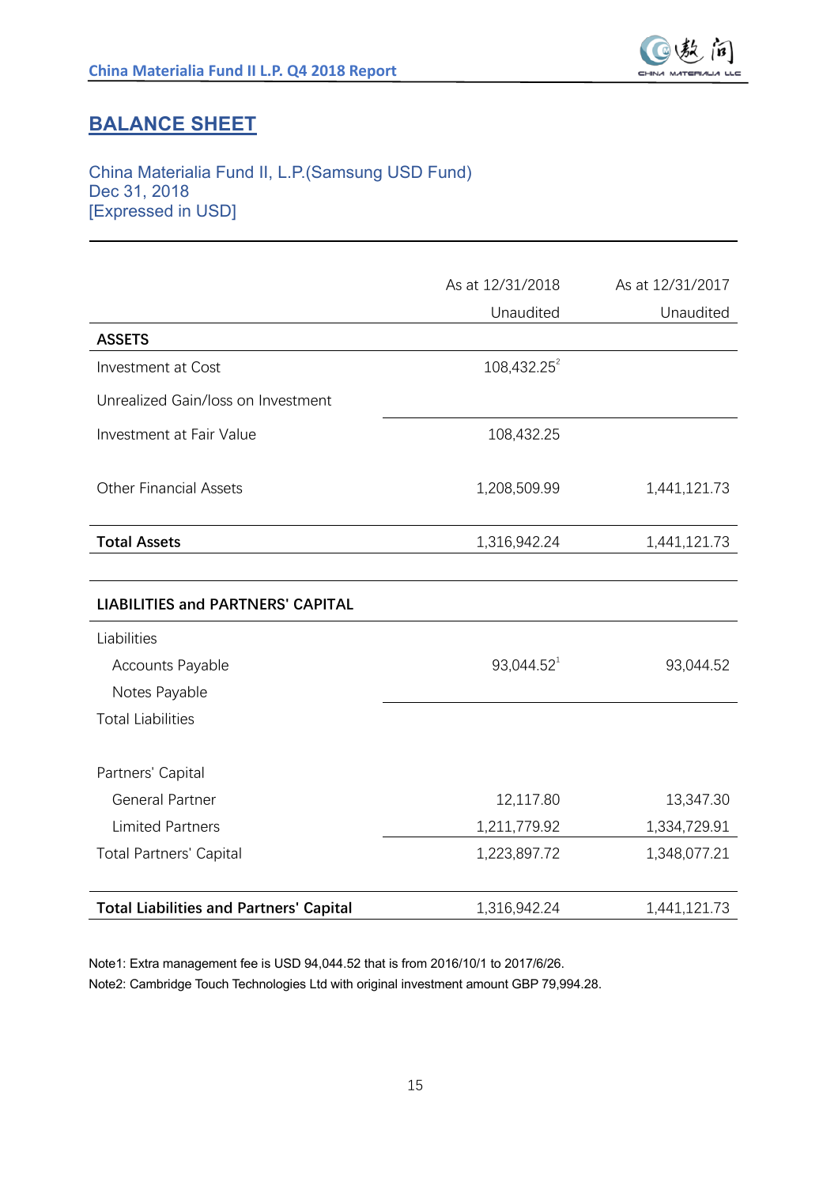## BALANCE SHEET

China Materialia Fund II, L.P.(Samsung USD Fund)
Dec 31, 2018
[Expressed in USD]

| | As at 12/31/2018 Unaudited | As at 12/31/2017 Unaudited |
|---|---|---|
| **ASSETS** | | |
| Investment at Cost | 108,432.25[2] | |
| Unrealized Gain/loss on Investment | | |
| Investment at Fair Value | 108,432.25 | |
| Other Financial Assets | 1,208,509.99 | 1,441,121.73 |
| **Total Assets** | 1,316,942.24 | 1,441,121.73 |
| **LIABILITIES and PARTNERS' CAPITAL** | | |
| Liabilities | | |
| Accounts Payable | 93,044.52[1] | 93,044.52 |
| Notes Payable | | |
| Total Liabilities | | |
| Partners' Capital | | |
| General Partner | 12,117.80 | 13,347.30 |
| Limited Partners | 1,211,779.92 | 1,334,729.91 |
| Total Partners' Capital | 1,223,897.72 | 1,348,077.21 |
| **Total Liabilities and Partners' Capital** | 1,316,942.24 | 1,441,121.73 |

Note1: Extra management fee is USD 94,044.52 that is from 2016/10/1 to 2017/6/26.
Note2: Cambridge Touch Technologies Ltd with original investment amount GBP 79,994.28.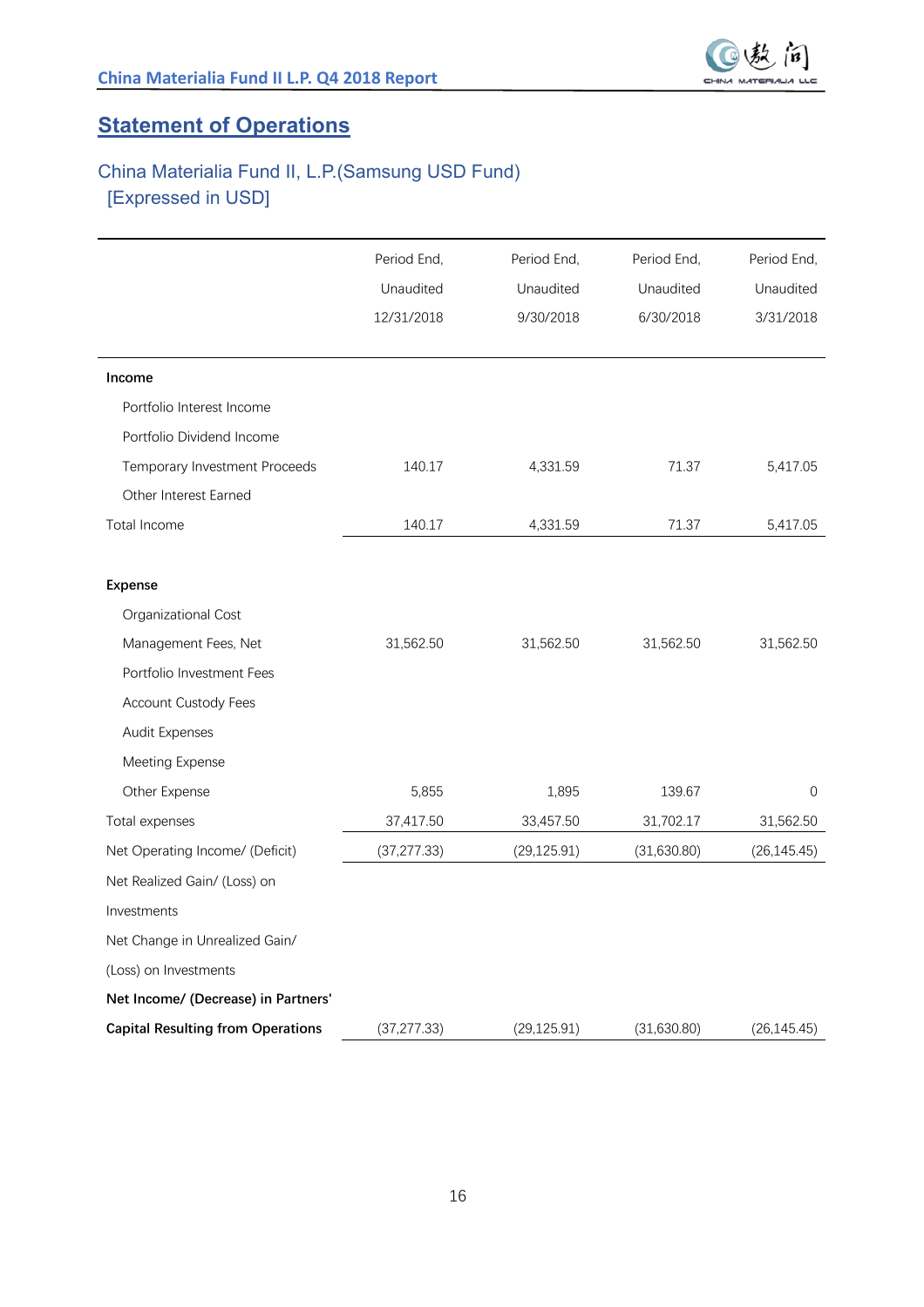## Statement of Operations

China Materialia Fund II, L.P.(Samsung USD Fund)
[Expressed in USD]

| | Period End, Unaudited 12/31/2018 | Period End, Unaudited 9/30/2018 | Period End, Unaudited 6/30/2018 | Period End, Unaudited 3/31/2018 |
|---|---|---|---|---|
| **Income** | | | | |
| Portfolio Interest Income | | | | |
| Portfolio Dividend Income | | | | |
| Temporary Investment Proceeds | 140.17 | 4,331.59 | 71.37 | 5,417.05 |
| Other Interest Earned | | | | |
| Total Income | 140.17 | 4,331.59 | 71.37 | 5,417.05 |
| **Expense** | | | | |
| Organizational Cost | | | | |
| Management Fees, Net | 31,562.50 | 31,562.50 | 31,562.50 | 31,562.50 |
| Portfolio Investment Fees | | | | |
| Account Custody Fees | | | | |
| Audit Expenses | | | | |
| Meeting Expense | | | | |
| Other Expense | 5,855 | 1,895 | 139.67 | 0 |
| Total expenses | 37,417.50 | 33,457.50 | 31,702.17 | 31,562.50 |
| Net Operating Income/ (Deficit) | (37,277.33) | (29,125.91) | (31,630.80) | (26,145.45) |
| Net Realized Gain/ (Loss) on Investments | | | | |
| Net Change in Unrealized Gain/ (Loss) on Investments | | | | |
| **Net Income/ (Decrease) in Partners' Capital Resulting from Operations** | (37,277.33) | (29,125.91) | (31,630.80) | (26,145.45) |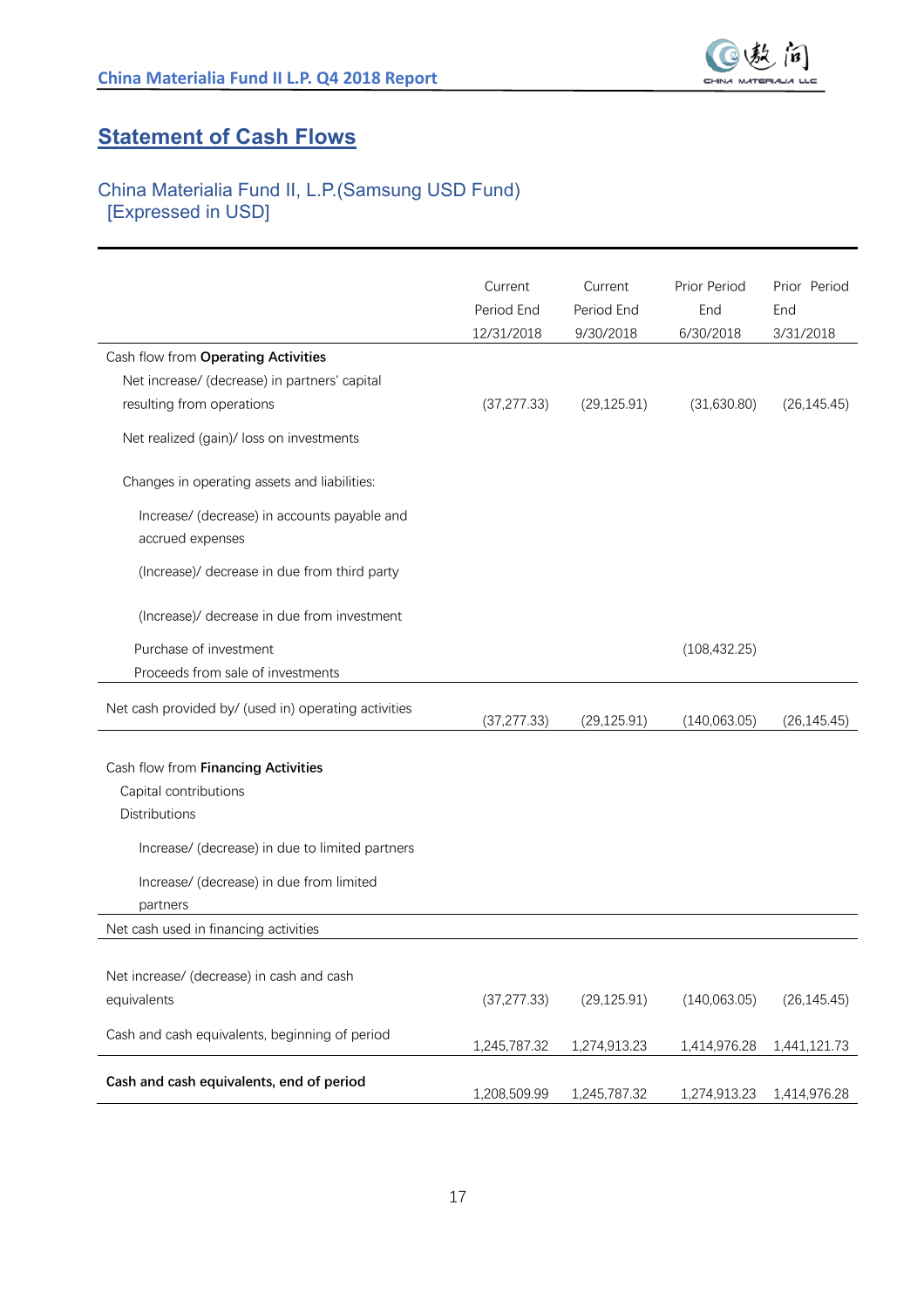## Statement of Cash Flows

China Materialia Fund II, L.P.(Samsung USD Fund)
[Expressed in USD]

| | Current Period End 12/31/2018 | Current Period End 9/30/2018 | Prior Period End 6/30/2018 | Prior Period End 3/31/2018 |
|---|---|---|---|---|
| Cash flow from **Operating Activities** | | | | |
| Net increase/ (decrease) in partners' capital resulting from operations | (37,277.33) | (29,125.91) | (31,630.80) | (26,145.45) |
| Net realized (gain)/ loss on investments | | | | |
| Changes in operating assets and liabilities: | | | | |
| Increase/ (decrease) in accounts payable and accrued expenses | | | | |
| (Increase)/ decrease in due from third party | | | | |
| (Increase)/ decrease in due from investment | | | | |
| Purchase of investment | | | (108,432.25) | |
| Proceeds from sale of investments | | | | |
| Net cash provided by/ (used in) operating activities | (37,277.33) | (29,125.91) | (140,063.05) | (26,145.45) |
| Cash flow from **Financing Activities** | | | | |
| Capital contributions | | | | |
| Distributions | | | | |
| Increase/ (decrease) in due to limited partners | | | | |
| Increase/ (decrease) in due from limited partners | | | | |
| Net cash used in financing activities | | | | |
| Net increase/ (decrease) in cash and cash equivalents | (37,277.33) | (29,125.91) | (140,063.05) | (26,145.45) |
| Cash and cash equivalents, beginning of period | 1,245,787.32 | 1,274,913.23 | 1,414,976.28 | 1,441,121.73 |
| **Cash and cash equivalents, end of period** | 1,208,509.99 | 1,245,787.32 | 1,274,913.23 | 1,414,976.28 |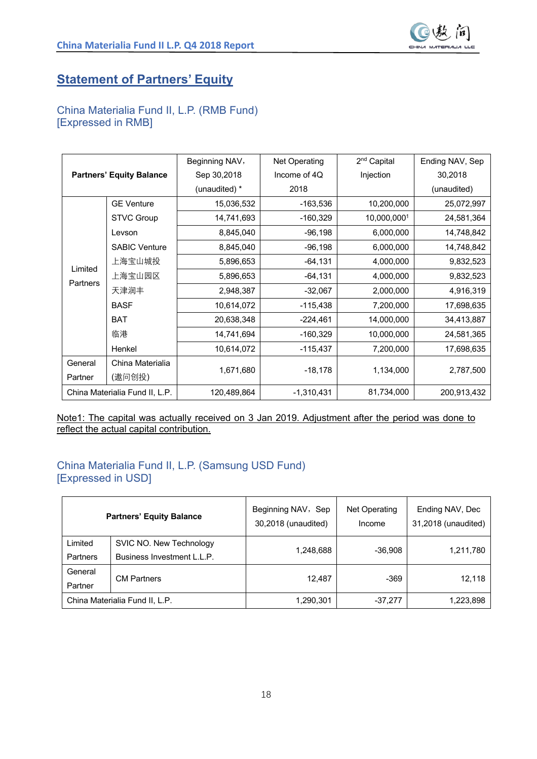# Statement of Partners' Equity

## China Materialia Fund II, L.P. (RMB Fund)
## [Expressed in RMB]

| Partners' Equity Balance | | Beginning NAV, Sep 30,2018 (unaudited) * | Net Operating Income of 4Q 2018 | 2nd Capital Injection | Ending NAV, Sep 30,2018 (unaudited) |
|---|---|---|---|---|---|
| Limited Partners | GE Venture | 15,036,532 | -163,536 | 10,200,000 | 25,072,997 |
| | STVC Group | 14,741,693 | -160,329 | 10,000,000[1] | 24,581,364 |
| | Levson | 8,845,040 | -96,198 | 6,000,000 | 14,748,842 |
| | SABIC Venture | 8,845,040 | -96,198 | 6,000,000 | 14,748,842 |
| | 上海宝山城投 | 5,896,653 | -64,131 | 4,000,000 | 9,832,523 |
| | 上海宝山园区 | 5,896,653 | -64,131 | 4,000,000 | 9,832,523 |
| | 天津润丰 | 2,948,387 | -32,067 | 2,000,000 | 4,916,319 |
| | BASF | 10,614,072 | -115,438 | 7,200,000 | 17,698,635 |
| | BAT | 20,638,348 | -224,461 | 14,000,000 | 34,413,887 |
| | 临港 | 14,741,694 | -160,329 | 10,000,000 | 24,581,365 |
| | Henkel | 10,614,072 | -115,437 | 7,200,000 | 17,698,635 |
| General Partner | China Materialia (遨问创投) | 1,671,680 | -18,178 | 1,134,000 | 2,787,500 |
| China Materialia Fund II, L.P. | | 120,489,864 | -1,310,431 | 81,734,000 | 200,913,432 |

Note1: The capital was actually received on 3 Jan 2019. Adjustment after the period was done to reflect the actual capital contribution.

## China Materialia Fund II, L.P. (Samsung USD Fund)
## [Expressed in USD]

| Partners' Equity Balance | | Beginning NAV, Sep 30,2018 (unaudited) | Net Operating Income | Ending NAV, Dec 31,2018 (unaudited) |
|---|---|---|---|---|
| Limited Partners | SVIC NO. New Technology Business Investment L.L.P. | 1,248,688 | -36,908 | 1,211,780 |
| General Partner | CM Partners | 12,487 | -369 | 12,118 |
| China Materialia Fund II, L.P. | | 1,290,301 | -37,277 | 1,223,898 |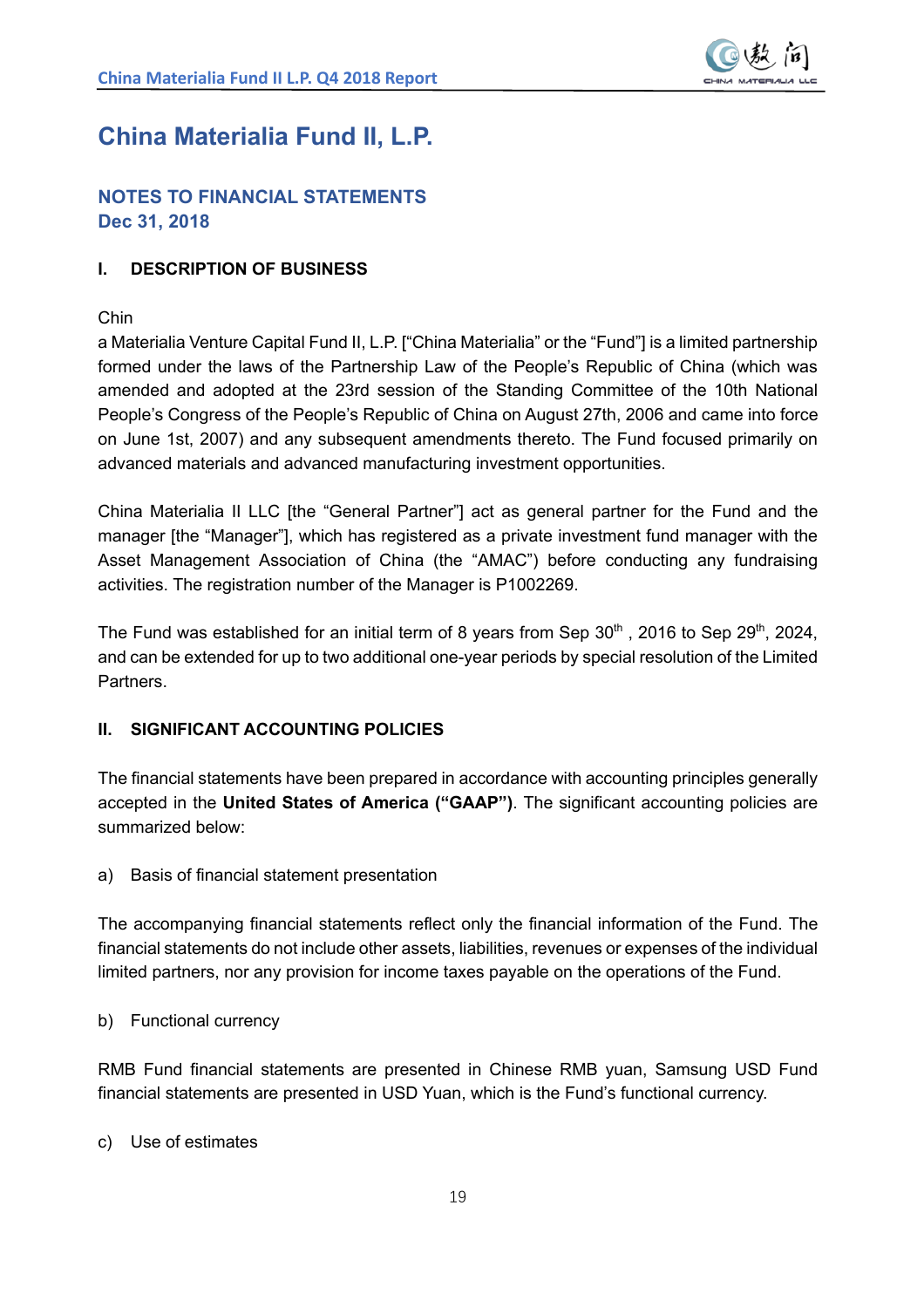# China Materialia Fund II, L.P.

## NOTES TO FINANCIAL STATEMENTS
## Dec 31, 2018

### I. DESCRIPTION OF BUSINESS

Chin

a Materialia Venture Capital Fund II, L.P. ["China Materialia" or the "Fund"] is a limited partnership formed under the laws of the Partnership Law of the People's Republic of China (which was amended and adopted at the 23rd session of the Standing Committee of the 10th National People's Congress of the People's Republic of China on August 27th, 2006 and came into force on June 1st, 2007) and any subsequent amendments thereto. The Fund focused primarily on advanced materials and advanced manufacturing investment opportunities.

China Materialia II LLC [the "General Partner"] act as general partner for the Fund and the manager [the "Manager"], which has registered as a private investment fund manager with the Asset Management Association of China (the "AMAC") before conducting any fundraising activities. The registration number of the Manager is P1002269.

The Fund was established for an initial term of 8 years from Sep 30th , 2016 to Sep 29th, 2024, and can be extended for up to two additional one-year periods by special resolution of the Limited Partners.

### II. SIGNIFICANT ACCOUNTING POLICIES

The financial statements have been prepared in accordance with accounting principles generally accepted in the **United States of America ("GAAP")**. The significant accounting policies are summarized below:

a) Basis of financial statement presentation

The accompanying financial statements reflect only the financial information of the Fund. The financial statements do not include other assets, liabilities, revenues or expenses of the individual limited partners, nor any provision for income taxes payable on the operations of the Fund.

b) Functional currency

RMB Fund financial statements are presented in Chinese RMB yuan, Samsung USD Fund financial statements are presented in USD Yuan, which is the Fund's functional currency.

c) Use of estimates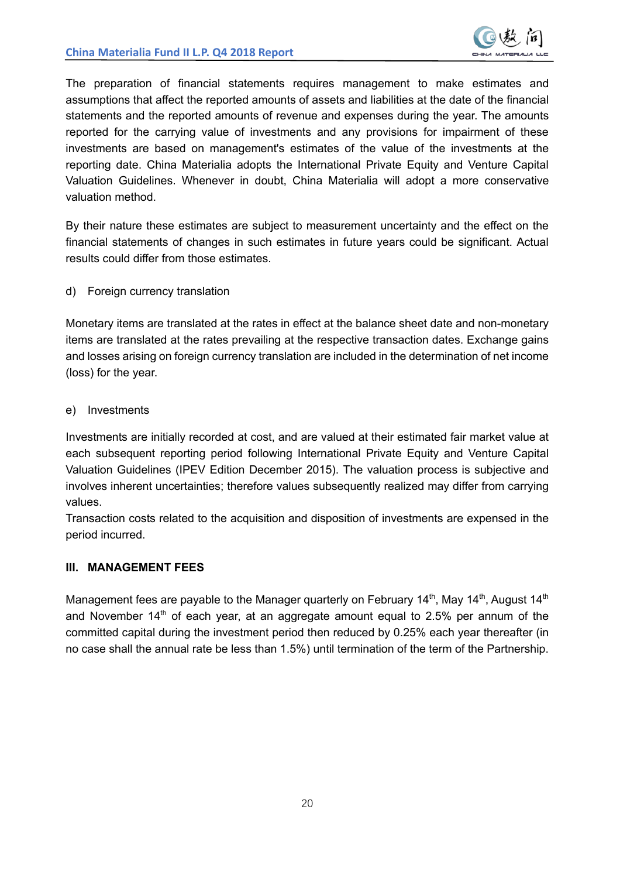The preparation of financial statements requires management to make estimates and assumptions that affect the reported amounts of assets and liabilities at the date of the financial statements and the reported amounts of revenue and expenses during the year. The amounts reported for the carrying value of investments and any provisions for impairment of these investments are based on management's estimates of the value of the investments at the reporting date. China Materialia adopts the International Private Equity and Venture Capital Valuation Guidelines. Whenever in doubt, China Materialia will adopt a more conservative valuation method.

By their nature these estimates are subject to measurement uncertainty and the effect on the financial statements of changes in such estimates in future years could be significant. Actual results could differ from those estimates.

d) Foreign currency translation

Monetary items are translated at the rates in effect at the balance sheet date and non-monetary items are translated at the rates prevailing at the respective transaction dates. Exchange gains and losses arising on foreign currency translation are included in the determination of net income (loss) for the year.

e) Investments

Investments are initially recorded at cost, and are valued at their estimated fair market value at each subsequent reporting period following International Private Equity and Venture Capital Valuation Guidelines (IPEV Edition December 2015). The valuation process is subjective and involves inherent uncertainties; therefore values subsequently realized may differ from carrying values.

Transaction costs related to the acquisition and disposition of investments are expensed in the period incurred.

## III. MANAGEMENT FEES

Management fees are payable to the Manager quarterly on February 14th, May 14th, August 14th and November 14th of each year, at an aggregate amount equal to 2.5% per annum of the committed capital during the investment period then reduced by 0.25% each year thereafter (in no case shall the annual rate be less than 1.5%) until termination of the term of the Partnership.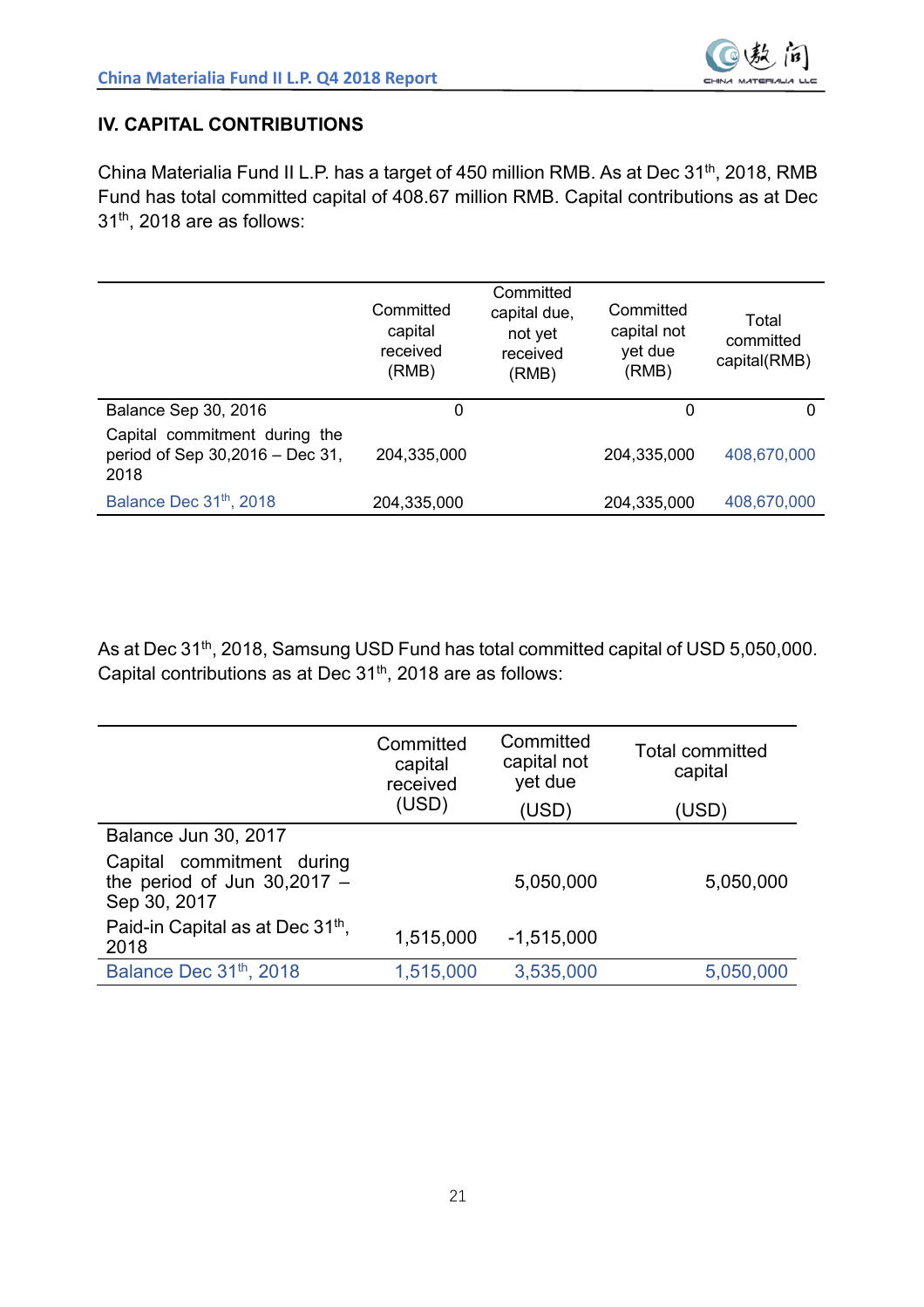## IV. CAPITAL CONTRIBUTIONS

China Materialia Fund II L.P. has a target of 450 million RMB. As at Dec 31th, 2018, RMB Fund has total committed capital of 408.67 million RMB. Capital contributions as at Dec 31th, 2018 are as follows:

| | Committed capital received (RMB) | Committed capital due, not yet received (RMB) | Committed capital not yet due (RMB) | Total committed capital(RMB) |
|---|---|---|---|---|
| Balance Sep 30, 2016 | 0 | | 0 | 0 |
| Capital commitment during the period of Sep 30,2016 – Dec 31, 2018 | 204,335,000 | | 204,335,000 | 408,670,000 |
| Balance Dec 31th, 2018 | 204,335,000 | | 204,335,000 | 408,670,000 |

As at Dec 31th, 2018, Samsung USD Fund has total committed capital of USD 5,050,000. Capital contributions as at Dec 31th, 2018 are as follows:

| | Committed capital received (USD) | Committed capital not yet due (USD) | Total committed capital (USD) |
|---|---|---|---|
| Balance Jun 30, 2017 | | | |
| Capital commitment during the period of Jun 30,2017 – Sep 30, 2017 | | 5,050,000 | 5,050,000 |
| Paid-in Capital as at Dec 31th, 2018 | 1,515,000 | -1,515,000 | |
| Balance Dec 31th, 2018 | 1,515,000 | 3,535,000 | 5,050,000 |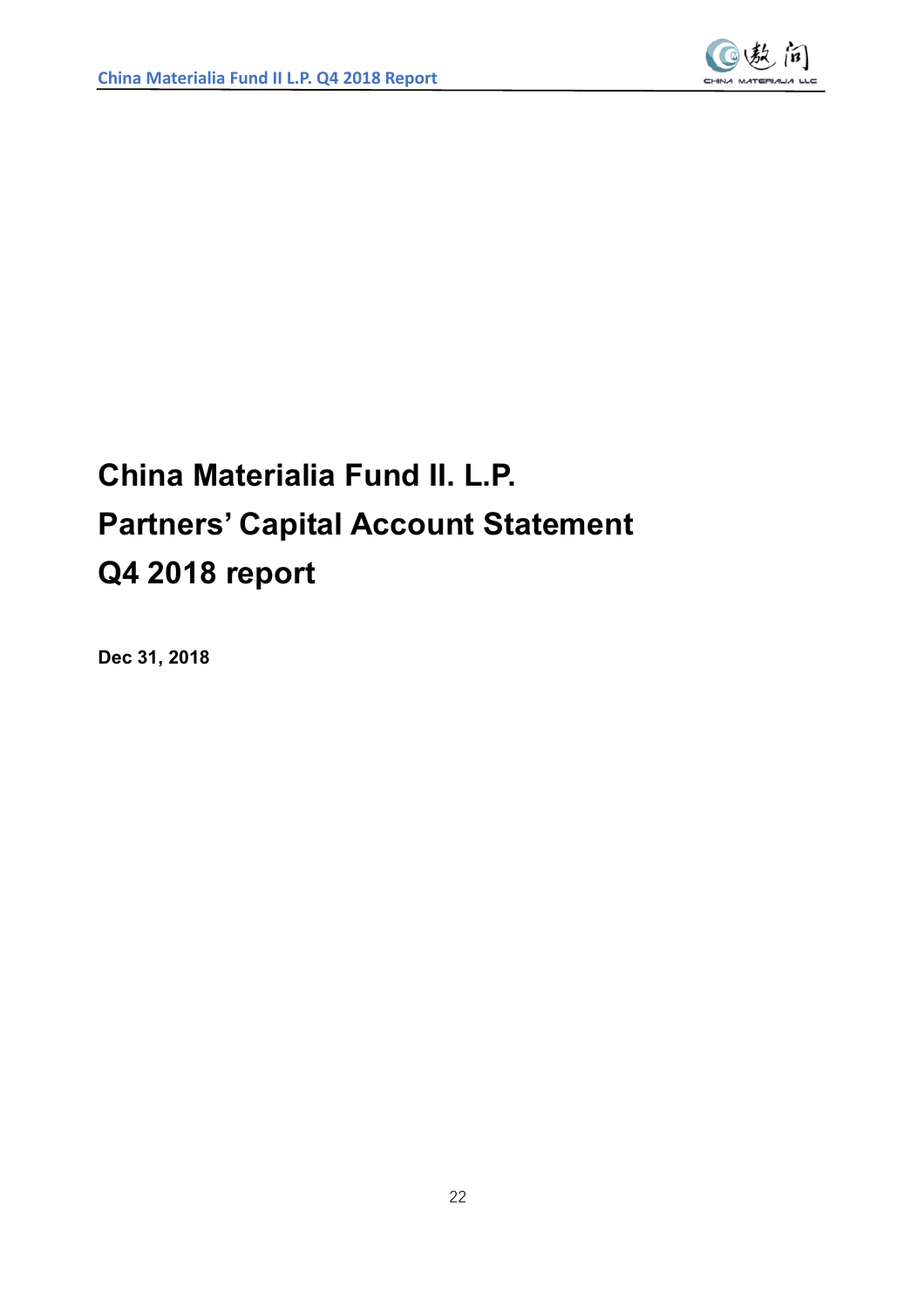# China Materialia Fund II. L.P.
# Partners' Capital Account Statement
# Q4 2018 report

**Dec 31, 2018**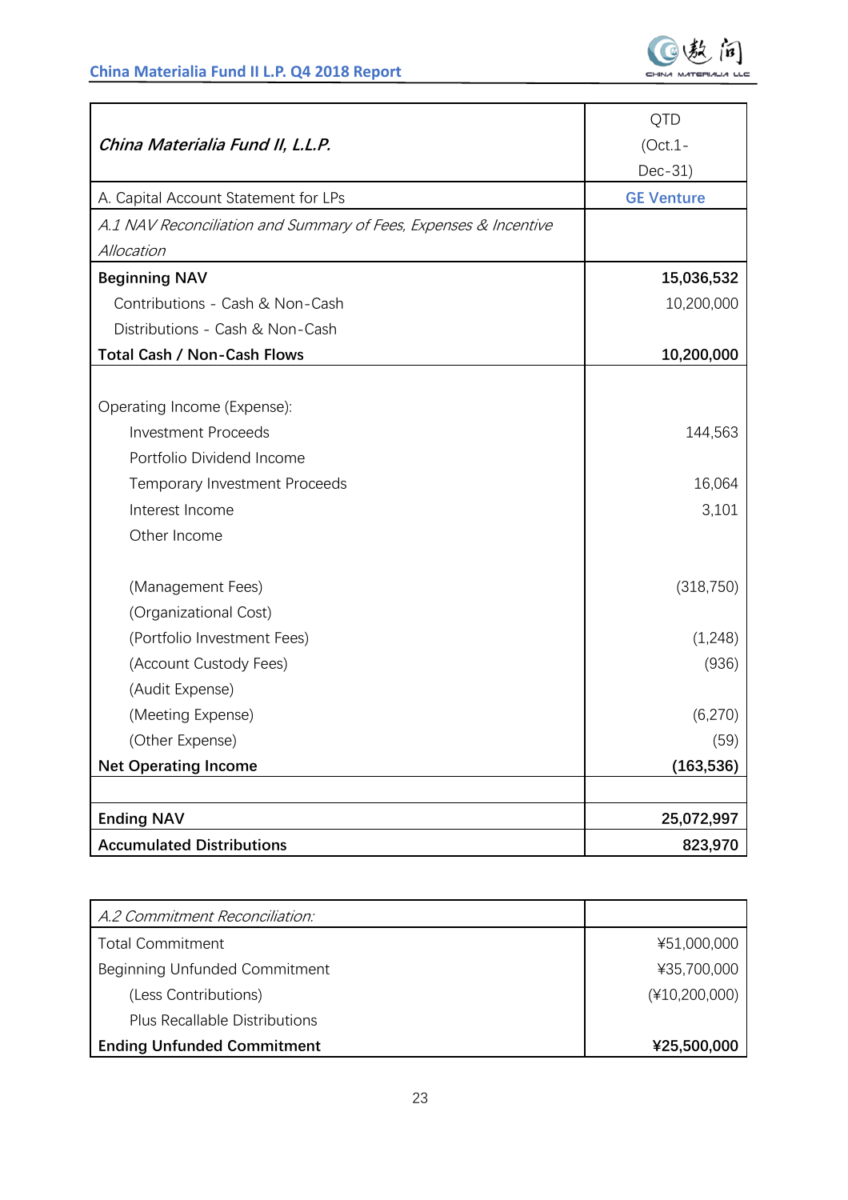| *China Materialia Fund II, L.L.P.* | QTD (Oct.1-Dec-31) |
|---|---|
| A. Capital Account Statement for LPs | **GE Venture** |
| *A.1 NAV Reconciliation and Summary of Fees, Expenses & Incentive Allocation* | |
| **Beginning NAV** | **15,036,532** |
| Contributions - Cash & Non-Cash | 10,200,000 |
| Distributions - Cash & Non-Cash | |
| **Total Cash / Non-Cash Flows** | **10,200,000** |
| | |
| Operating Income (Expense): | |
| Investment Proceeds | 144,563 |
| Portfolio Dividend Income | |
| Temporary Investment Proceeds | 16,064 |
| Interest Income | 3,101 |
| Other Income | |
| | |
| (Management Fees) | (318,750) |
| (Organizational Cost) | |
| (Portfolio Investment Fees) | (1,248) |
| (Account Custody Fees) | (936) |
| (Audit Expense) | |
| (Meeting Expense) | (6,270) |
| (Other Expense) | (59) |
| **Net Operating Income** | **(163,536)** |
| | |
| **Ending NAV** | **25,072,997** |
| **Accumulated Distributions** | **823,970** |

| *A.2 Commitment Reconciliation:* | |
|---|---|
| Total Commitment | ¥51,000,000 |
| Beginning Unfunded Commitment | ¥35,700,000 |
| (Less Contributions) | (¥10,200,000) |
| Plus Recallable Distributions | |
| **Ending Unfunded Commitment** | **¥25,500,000** |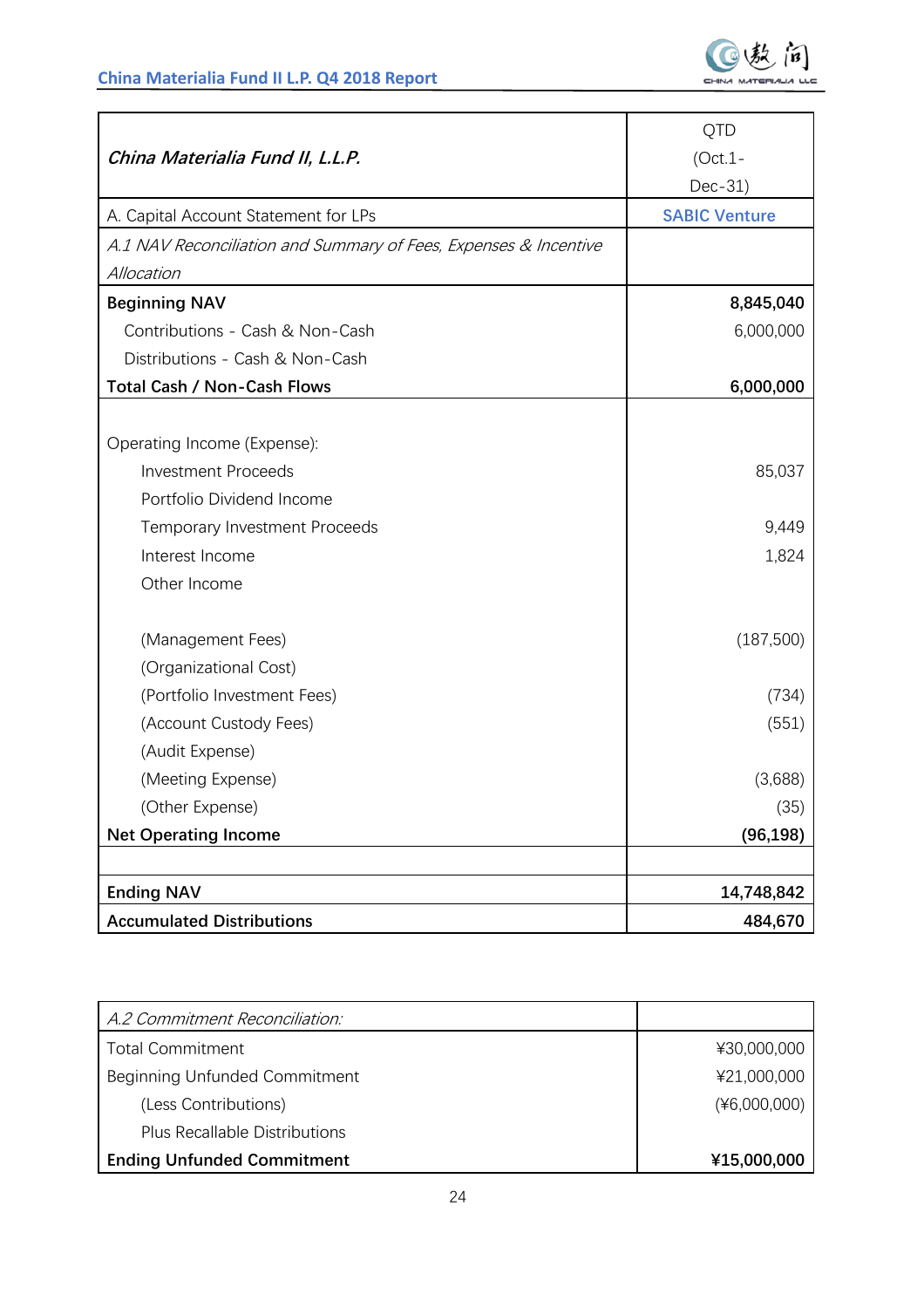| *China Materialia Fund II, L.L.P.* | QTD (Oct.1-Dec-31) |
|---|---|
| A. Capital Account Statement for LPs | **SABIC Venture** |
| *A.1 NAV Reconciliation and Summary of Fees, Expenses & Incentive Allocation* | |
| **Beginning NAV** | **8,845,040** |
| Contributions - Cash & Non-Cash | 6,000,000 |
| Distributions - Cash & Non-Cash | |
| **Total Cash / Non-Cash Flows** | **6,000,000** |
| | |
| Operating Income (Expense): | |
| Investment Proceeds | 85,037 |
| Portfolio Dividend Income | |
| Temporary Investment Proceeds | 9,449 |
| Interest Income | 1,824 |
| Other Income | |
| | |
| (Management Fees) | (187,500) |
| (Organizational Cost) | |
| (Portfolio Investment Fees) | (734) |
| (Account Custody Fees) | (551) |
| (Audit Expense) | |
| (Meeting Expense) | (3,688) |
| (Other Expense) | (35) |
| **Net Operating Income** | **(96,198)** |
| | |
| **Ending NAV** | **14,748,842** |
| **Accumulated Distributions** | **484,670** |

| *A.2 Commitment Reconciliation:* | |
|---|---|
| Total Commitment | ¥30,000,000 |
| Beginning Unfunded Commitment | ¥21,000,000 |
| (Less Contributions) | (¥6,000,000) |
| Plus Recallable Distributions | |
| **Ending Unfunded Commitment** | **¥15,000,000** |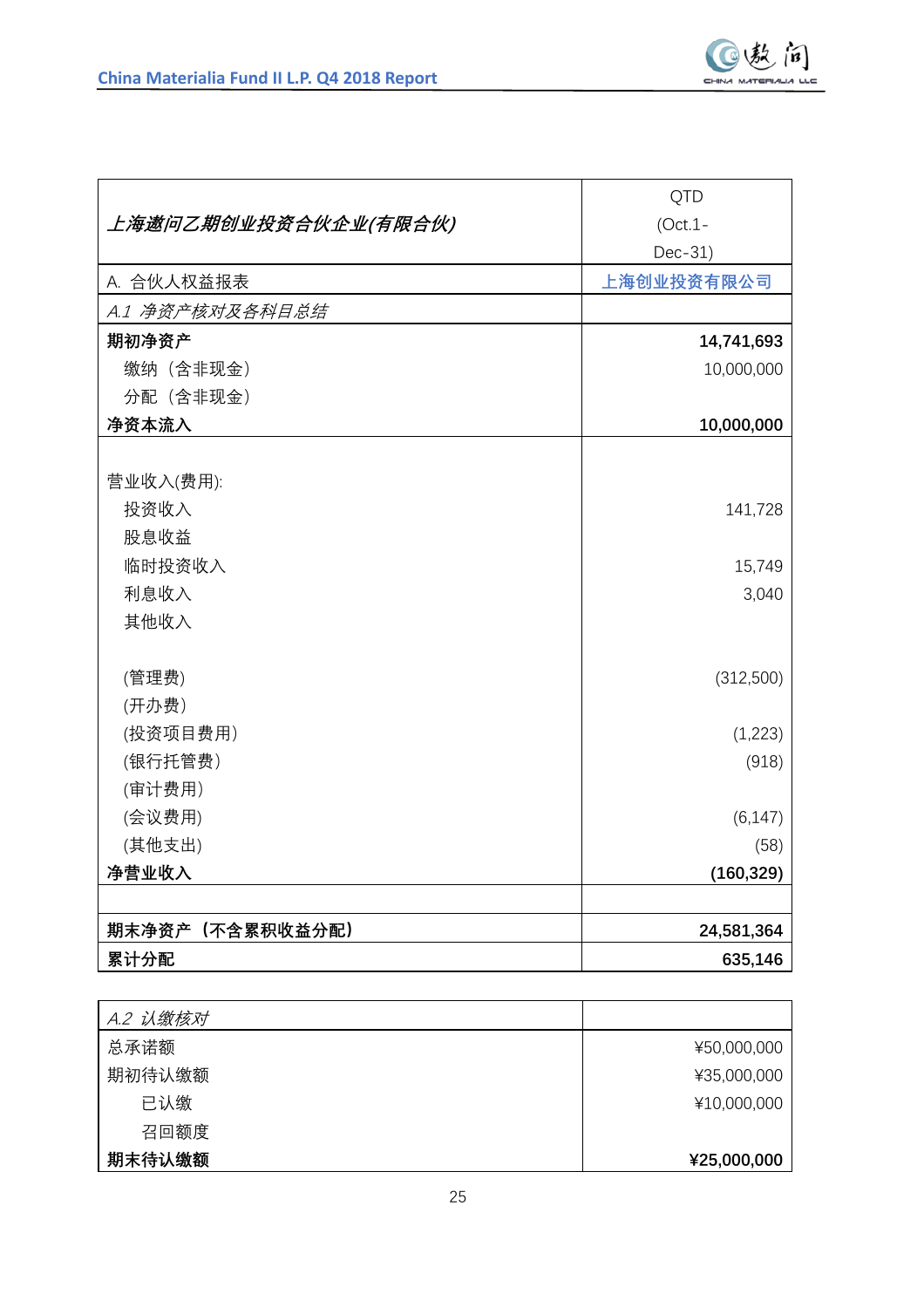| *上海邀问乙期创业投资合伙企业(有限合伙)* | QTD (Oct.1-Dec-31) |
|---|---|
| A. 合伙人权益报表 | 上海创业投资有限公司 |
| *A.1 净资产核对及各科目总结* | |
| **期初净资产** | **14,741,693** |
| 缴纳（含非现金） | 10,000,000 |
| 分配（含非现金） | |
| **净资本流入** | **10,000,000** |
| | |
| 营业收入(费用): | |
| 投资收入 | 141,728 |
| 股息收益 | |
| 临时投资收入 | 15,749 |
| 利息收入 | 3,040 |
| 其他收入 | |
| | |
| (管理费) | (312,500) |
| (开办费) | |
| (投资项目费用) | (1,223) |
| (银行托管费) | (918) |
| (审计费用) | |
| (会议费用) | (6,147) |
| (其他支出) | (58) |
| **净营业收入** | **(160,329)** |
| | |
| **期末净资产（不含累积收益分配）** | **24,581,364** |
| **累计分配** | **635,146** |

| *A.2 认缴核对* | |
|---|---|
| 总承诺额 | ¥50,000,000 |
| 期初待认缴额 | ¥35,000,000 |
| 已认缴 | ¥10,000,000 |
| 召回额度 | |
| **期末待认缴额** | **¥25,000,000** |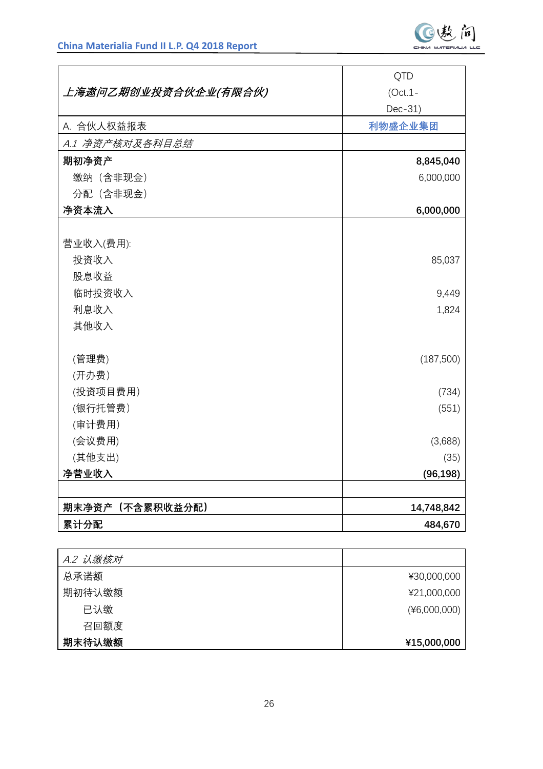| *上海遨问乙期创业投资合伙企业(有限合伙)* | QTD (Oct.1-Dec-31) |
|---|---|
| A. 合伙人权益报表 | 利物盛企业集团 |
| *A.1 净资产核对及各科目总结* | |
| **期初净资产** | **8,845,040** |
| 缴纳（含非现金） | 6,000,000 |
| 分配（含非现金） | |
| **净资本流入** | **6,000,000** |
| | |
| 营业收入(费用): | |
| 投资收入 | 85,037 |
| 股息收益 | |
| 临时投资收入 | 9,449 |
| 利息收入 | 1,824 |
| 其他收入 | |
| | |
| (管理费) | (187,500) |
| (开办费) | |
| (投资项目费用) | (734) |
| (银行托管费) | (551) |
| (审计费用) | |
| (会议费用) | (3,688) |
| (其他支出) | (35) |
| **净营业收入** | **(96,198)** |
| | |
| **期末净资产（不含累积收益分配）** | **14,748,842** |
| **累计分配** | **484,670** |

| *A.2 认缴核对* | |
|---|---|
| 总承诺额 | ¥30,000,000 |
| 期初待认缴额 | ¥21,000,000 |
| 已认缴 | (¥6,000,000) |
| 召回额度 | |
| **期末待认缴额** | **¥15,000,000** |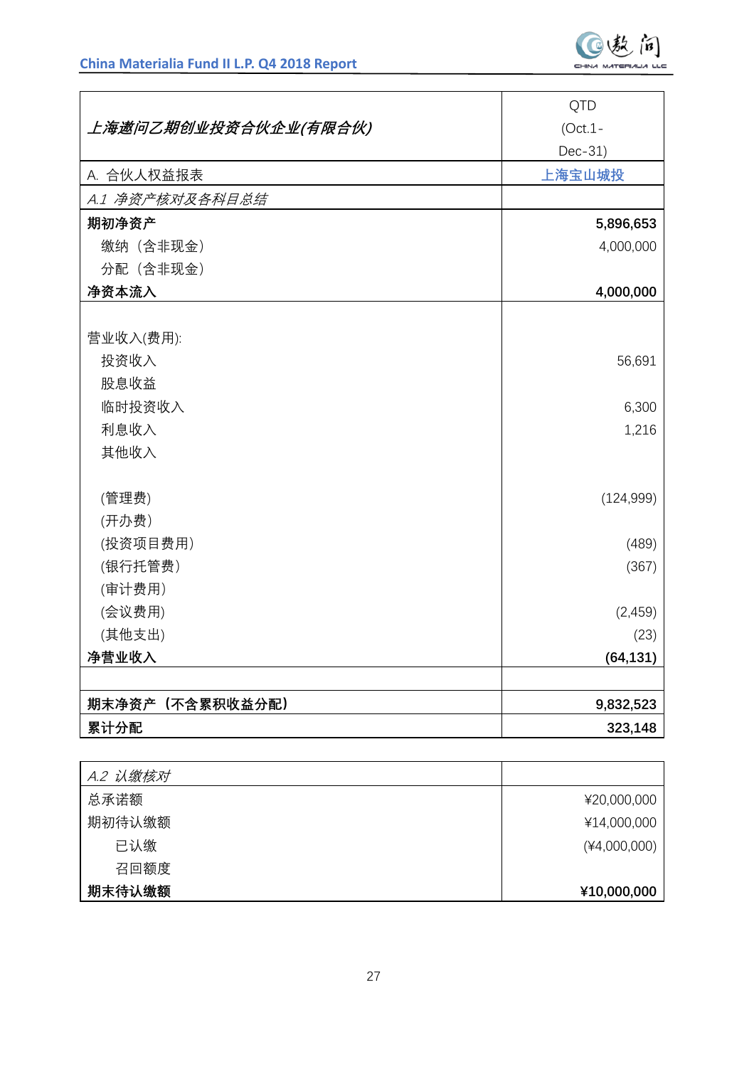| *上海遨问乙期创业投资合伙企业(有限合伙)* | QTD (Oct.1-Dec-31) |
|---|---|
| A. 合伙人权益报表 | 上海宝山城投 |
| *A.1 净资产核对及各科目总结* | |
| **期初净资产** | **5,896,653** |
| 缴纳（含非现金） | 4,000,000 |
| 分配（含非现金） | |
| **净资本流入** | **4,000,000** |
| | |
| 营业收入(费用): | |
| 投资收入 | 56,691 |
| 股息收益 | |
| 临时投资收入 | 6,300 |
| 利息收入 | 1,216 |
| 其他收入 | |
| | |
| (管理费) | (124,999) |
| (开办费) | |
| (投资项目费用) | (489) |
| (银行托管费) | (367) |
| (审计费用) | |
| (会议费用) | (2,459) |
| (其他支出) | (23) |
| **净营业收入** | **(64,131)** |
| | |
| **期末净资产（不含累积收益分配）** | **9,832,523** |
| **累计分配** | **323,148** |

| *A.2 认缴核对* | |
|---|---|
| 总承诺额 | ¥20,000,000 |
| 期初待认缴额 | ¥14,000,000 |
| 已认缴 | (¥4,000,000) |
| 召回额度 | |
| **期末待认缴额** | **¥10,000,000** |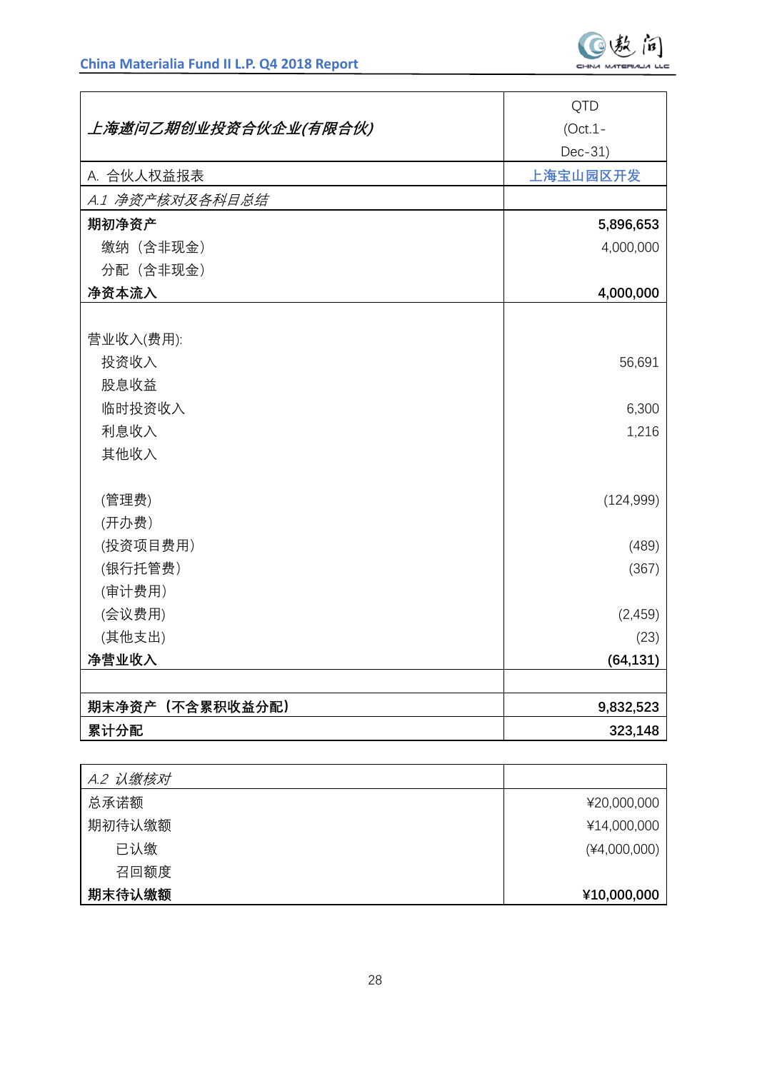| *上海遨问乙期创业投资合伙企业(有限合伙)* | QTD (Oct.1-Dec-31) |
|---|---|
| A. 合伙人权益报表 | 上海宝山园区开发 |
| *A.1 净资产核对及各科目总结* | |
| **期初净资产** | **5,896,653** |
| 缴纳（含非现金） | 4,000,000 |
| 分配（含非现金） | |
| **净资本流入** | **4,000,000** |
| | |
| 营业收入(费用): | |
| 投资收入 | 56,691 |
| 股息收益 | |
| 临时投资收入 | 6,300 |
| 利息收入 | 1,216 |
| 其他收入 | |
| | |
| (管理费) | (124,999) |
| (开办费) | |
| (投资项目费用) | (489) |
| (银行托管费) | (367) |
| (审计费用) | |
| (会议费用) | (2,459) |
| (其他支出) | (23) |
| **净营业收入** | **(64,131)** |
| | |
| **期末净资产（不含累积收益分配）** | **9,832,523** |
| **累计分配** | **323,148** |

| *A.2 认缴核对* | |
|---|---|
| 总承诺额 | ¥20,000,000 |
| 期初待认缴额 | ¥14,000,000 |
| 已认缴 | (¥4,000,000) |
| 召回额度 | |
| **期末待认缴额** | **¥10,000,000** |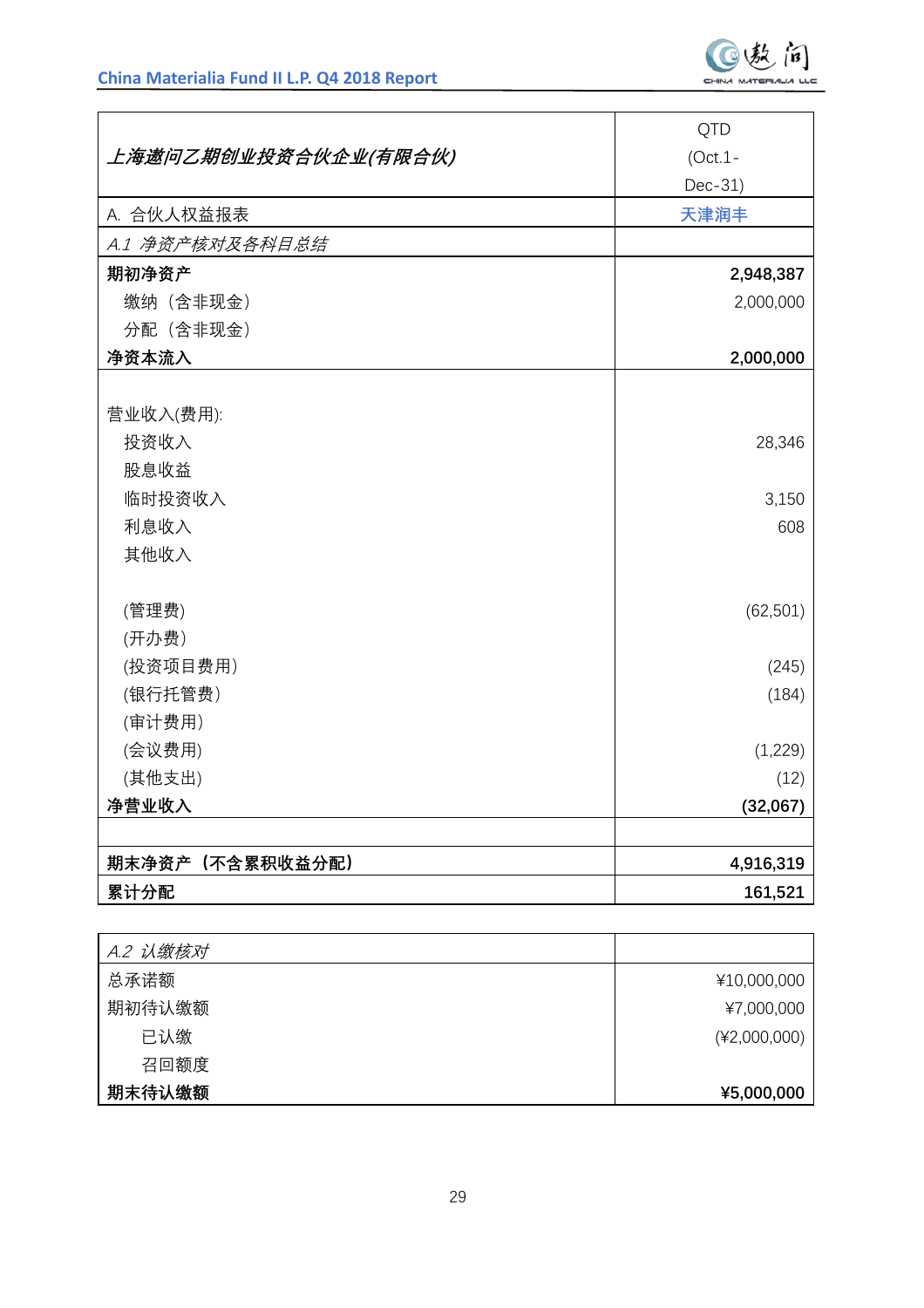| *上海遨问乙期创业投资合伙企业(有限合伙)* | QTD (Oct.1-Dec-31) |
|---|---|
| A. 合伙人权益报表 | 天津润丰 |
| *A.1 净资产核对及各科目总结* | |
| **期初净资产** | **2,948,387** |
| 缴纳（含非现金） | 2,000,000 |
| 分配（含非现金） | |
| **净资本流入** | **2,000,000** |
| | |
| 营业收入(费用): | |
| 投资收入 | 28,346 |
| 股息收益 | |
| 临时投资收入 | 3,150 |
| 利息收入 | 608 |
| 其他收入 | |
| | |
| (管理费) | (62,501) |
| (开办费) | |
| (投资项目费用) | (245) |
| (银行托管费) | (184) |
| (审计费用) | |
| (会议费用) | (1,229) |
| (其他支出) | (12) |
| **净营业收入** | **(32,067)** |
| | |
| **期末净资产（不含累积收益分配）** | **4,916,319** |
| **累计分配** | **161,521** |

| *A.2 认缴核对* | |
|---|---|
| 总承诺额 | ¥10,000,000 |
| 期初待认缴额 | ¥7,000,000 |
| 已认缴 | (¥2,000,000) |
| 召回额度 | |
| **期末待认缴额** | **¥5,000,000** |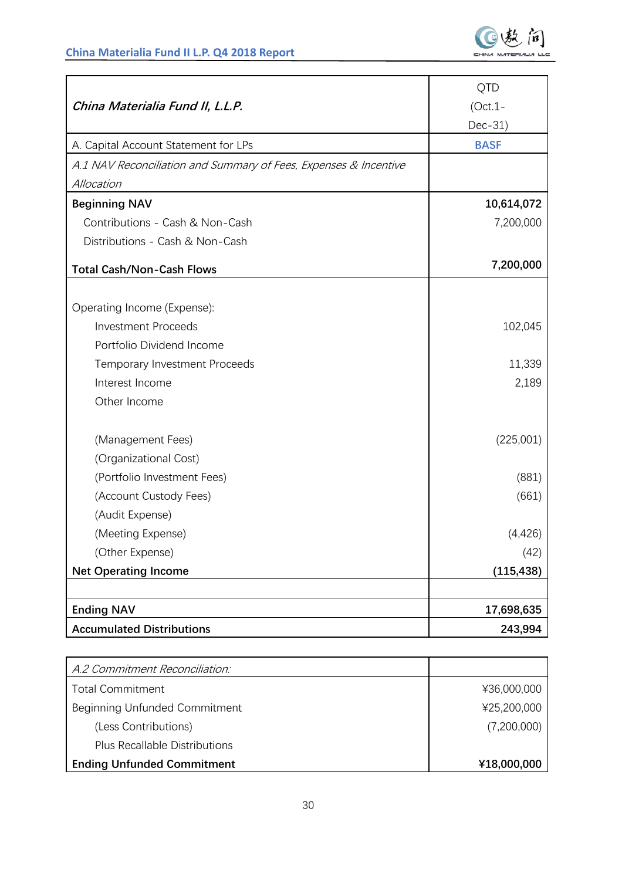| *China Materialia Fund II, L.L.P.* | QTD (Oct.1-Dec-31) |
|---|---|
| A. Capital Account Statement for LPs | **BASF** |
| *A.1 NAV Reconciliation and Summary of Fees, Expenses & Incentive Allocation* | |
| **Beginning NAV** | **10,614,072** |
| Contributions - Cash & Non-Cash | 7,200,000 |
| Distributions - Cash & Non-Cash | |
| **Total Cash/Non-Cash Flows** | **7,200,000** |
| | |
| Operating Income (Expense): | |
| Investment Proceeds | 102,045 |
| Portfolio Dividend Income | |
| Temporary Investment Proceeds | 11,339 |
| Interest Income | 2,189 |
| Other Income | |
| | |
| (Management Fees) | (225,001) |
| (Organizational Cost) | |
| (Portfolio Investment Fees) | (881) |
| (Account Custody Fees) | (661) |
| (Audit Expense) | |
| (Meeting Expense) | (4,426) |
| (Other Expense) | (42) |
| **Net Operating Income** | **(115,438)** |
| | |
| **Ending NAV** | **17,698,635** |
| **Accumulated Distributions** | **243,994** |

| *A.2 Commitment Reconciliation:* | |
|---|---|
| Total Commitment | ¥36,000,000 |
| Beginning Unfunded Commitment | ¥25,200,000 |
| (Less Contributions) | (7,200,000) |
| Plus Recallable Distributions | |
| **Ending Unfunded Commitment** | **¥18,000,000** |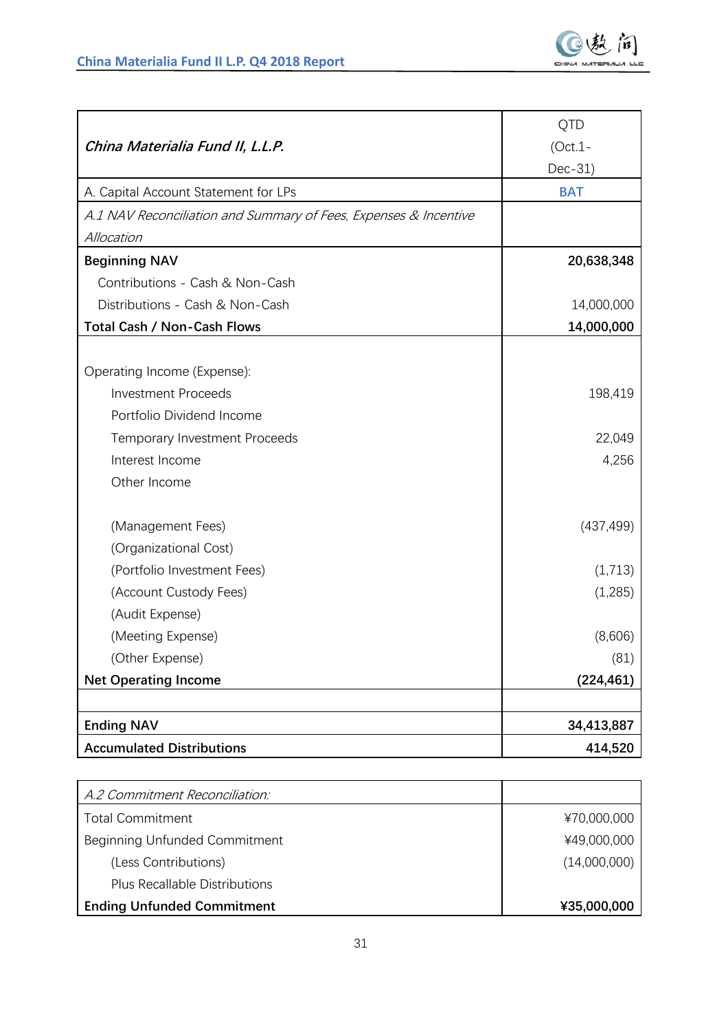| *China Materialia Fund II, L.L.P.* | QTD (Oct.1-Dec-31) |
|---|---|
| A. Capital Account Statement for LPs | **BAT** |
| *A.1 NAV Reconciliation and Summary of Fees, Expenses & Incentive Allocation* | |
| **Beginning NAV** | **20,638,348** |
| Contributions - Cash & Non-Cash | |
| Distributions - Cash & Non-Cash | 14,000,000 |
| **Total Cash / Non-Cash Flows** | **14,000,000** |
| | |
| Operating Income (Expense): | |
| Investment Proceeds | 198,419 |
| Portfolio Dividend Income | |
| Temporary Investment Proceeds | 22,049 |
| Interest Income | 4,256 |
| Other Income | |
| | |
| (Management Fees) | (437,499) |
| (Organizational Cost) | |
| (Portfolio Investment Fees) | (1,713) |
| (Account Custody Fees) | (1,285) |
| (Audit Expense) | |
| (Meeting Expense) | (8,606) |
| (Other Expense) | (81) |
| **Net Operating Income** | **(224,461)** |
| | |
| **Ending NAV** | **34,413,887** |
| **Accumulated Distributions** | **414,520** |

| *A.2 Commitment Reconciliation:* | |
|---|---|
| Total Commitment | ¥70,000,000 |
| Beginning Unfunded Commitment | ¥49,000,000 |
| (Less Contributions) | (14,000,000) |
| Plus Recallable Distributions | |
| **Ending Unfunded Commitment** | **¥35,000,000** |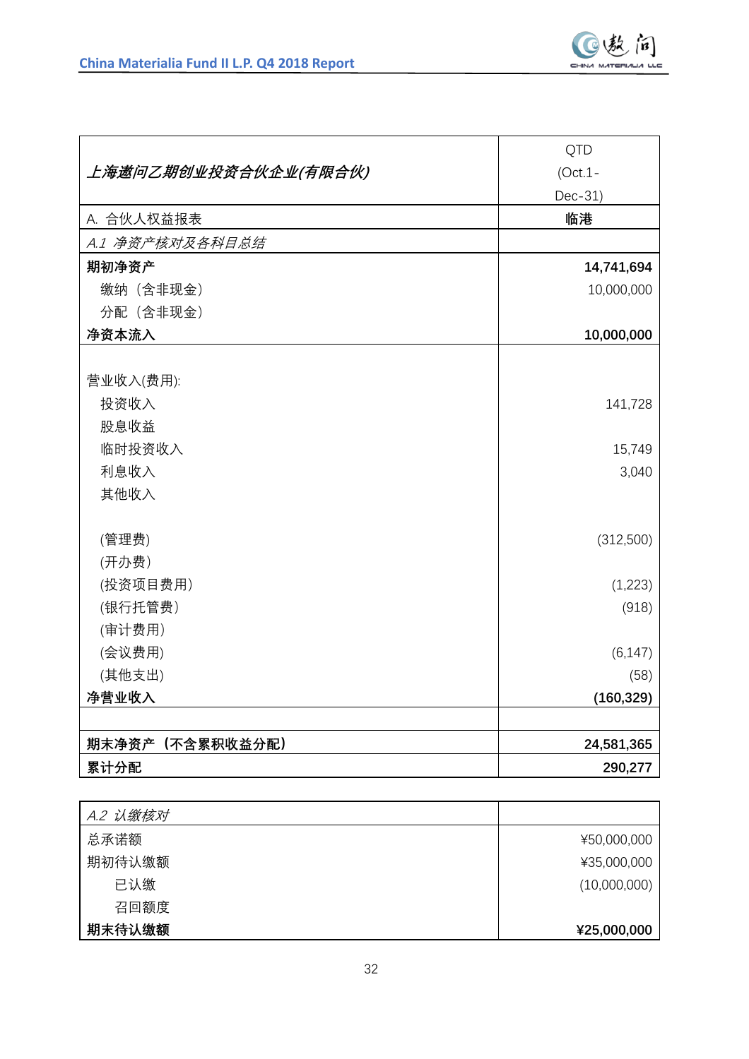| *上海邀问乙期创业投资合伙企业(有限合伙)* | QTD (Oct.1-Dec-31) |
|---|---|
| A. 合伙人权益报表 | **临港** |
| *A.1 净资产核对及各科目总结* | |
| **期初净资产** | **14,741,694** |
| 缴纳（含非现金） | 10,000,000 |
| 分配（含非现金） | |
| **净资本流入** | **10,000,000** |
| | |
| 营业收入(费用): | |
| 投资收入 | 141,728 |
| 股息收益 | |
| 临时投资收入 | 15,749 |
| 利息收入 | 3,040 |
| 其他收入 | |
| | |
| (管理费) | (312,500) |
| (开办费) | |
| (投资项目费用) | (1,223) |
| (银行托管费) | (918) |
| (审计费用) | |
| (会议费用) | (6,147) |
| (其他支出) | (58) |
| **净营业收入** | **(160,329)** |
| | |
| **期末净资产（不含累积收益分配）** | **24,581,365** |
| **累计分配** | **290,277** |

| *A.2 认缴核对* | |
|---|---|
| 总承诺额 | ¥50,000,000 |
| 期初待认缴额 | ¥35,000,000 |
| 已认缴 | (10,000,000) |
| 召回额度 | |
| **期末待认缴额** | **¥25,000,000** |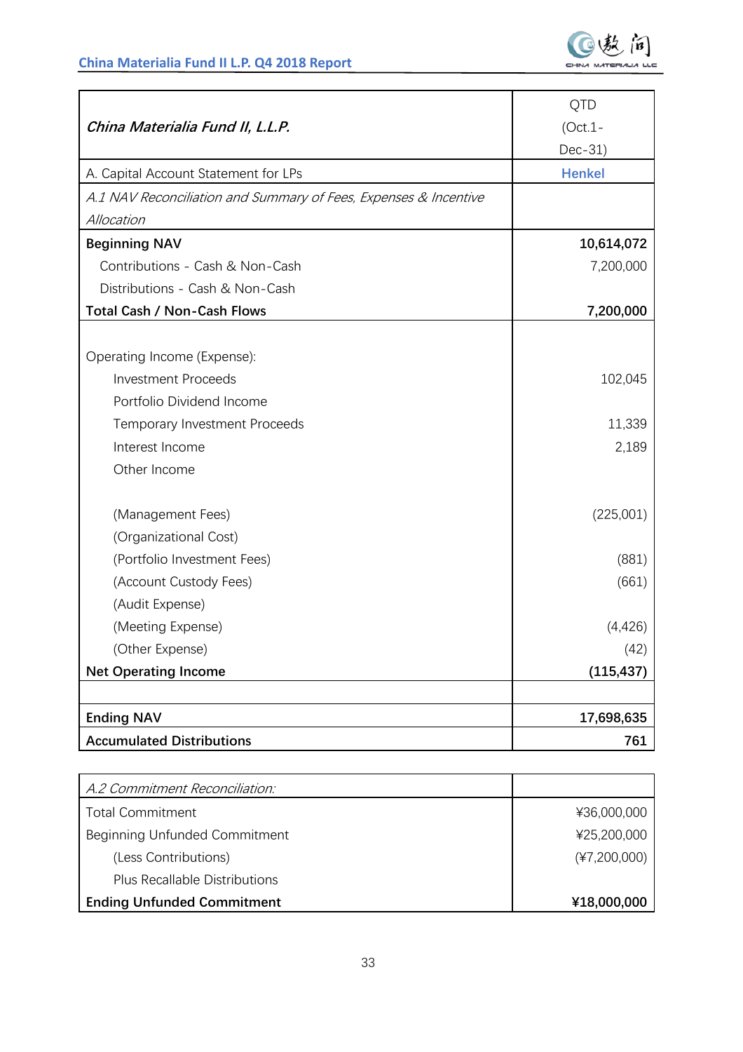| China Materialia Fund II, L.L.P. | QTD (Oct.1-Dec-31) |
| --- | --- |
| A. Capital Account Statement for LPs | **Henkel** |
| *A.1 NAV Reconciliation and Summary of Fees, Expenses & Incentive Allocation* | |
| **Beginning NAV** | **10,614,072** |
| Contributions - Cash & Non-Cash | 7,200,000 |
| Distributions - Cash & Non-Cash | |
| **Total Cash / Non-Cash Flows** | **7,200,000** |
| | |
| Operating Income (Expense): | |
| Investment Proceeds | 102,045 |
| Portfolio Dividend Income | |
| Temporary Investment Proceeds | 11,339 |
| Interest Income | 2,189 |
| Other Income | |
| | |
| (Management Fees) | (225,001) |
| (Organizational Cost) | |
| (Portfolio Investment Fees) | (881) |
| (Account Custody Fees) | (661) |
| (Audit Expense) | |
| (Meeting Expense) | (4,426) |
| (Other Expense) | (42) |
| **Net Operating Income** | **(115,437)** |
| | |
| **Ending NAV** | **17,698,635** |
| **Accumulated Distributions** | **761** |

| *A.2 Commitment Reconciliation:* | |
| --- | --- |
| Total Commitment | ¥36,000,000 |
| Beginning Unfunded Commitment | ¥25,200,000 |
| (Less Contributions) | (¥7,200,000) |
| Plus Recallable Distributions | |
| **Ending Unfunded Commitment** | **¥18,000,000** |